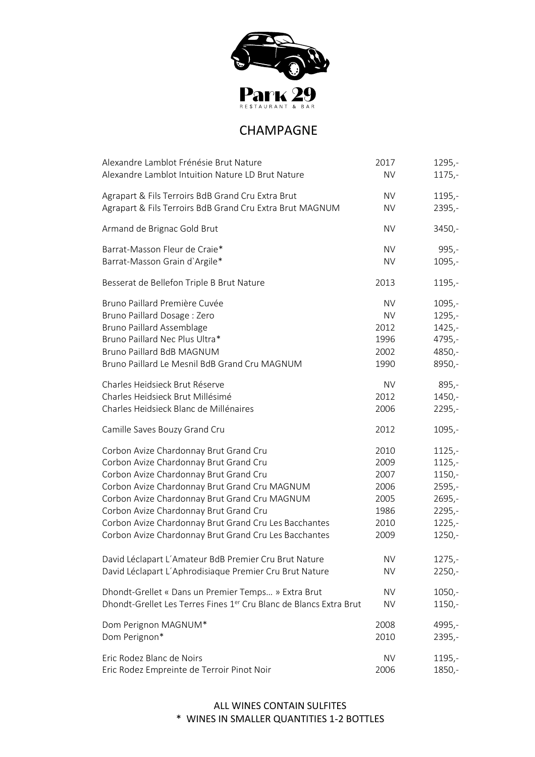# Park 29

RESTAURANT & BAR

## CHAMPAGNE

| Wine | Vintage | Price |
|---|---|---|
| Alexandre Lamblot Frénésie Brut Nature | 2017 | 1295,- |
| Alexandre Lamblot Intuition Nature LD Brut Nature | NV | 1175,- |
| Agrapart & Fils Terroirs BdB Grand Cru Extra Brut | NV | 1195,- |
| Agrapart & Fils Terroirs BdB Grand Cru Extra Brut MAGNUM | NV | 2395,- |
| Armand de Brignac Gold Brut | NV | 3450,- |
| Barrat-Masson Fleur de Craie* | NV | 995,- |
| Barrat-Masson Grain d`Argile* | NV | 1095,- |
| Besserat de Bellefon Triple B Brut Nature | 2013 | 1195,- |
| Bruno Paillard Première Cuvée | NV | 1095,- |
| Bruno Paillard Dosage : Zero | NV | 1295,- |
| Bruno Paillard Assemblage | 2012 | 1425,- |
| Bruno Paillard Nec Plus Ultra* | 1996 | 4795,- |
| Bruno Paillard BdB MAGNUM | 2002 | 4850,- |
| Bruno Paillard Le Mesnil BdB Grand Cru MAGNUM | 1990 | 8950,- |
| Charles Heidsieck Brut Réserve | NV | 895,- |
| Charles Heidsieck Brut Millésimé | 2012 | 1450,- |
| Charles Heidsieck Blanc de Millénaires | 2006 | 2295,- |
| Camille Saves Bouzy Grand Cru | 2012 | 1095,- |
| Corbon Avize Chardonnay Brut Grand Cru | 2010 | 1125,- |
| Corbon Avize Chardonnay Brut Grand Cru | 2009 | 1125,- |
| Corbon Avize Chardonnay Brut Grand Cru | 2007 | 1150,- |
| Corbon Avize Chardonnay Brut Grand Cru MAGNUM | 2006 | 2595,- |
| Corbon Avize Chardonnay Brut Grand Cru MAGNUM | 2005 | 2695,- |
| Corbon Avize Chardonnay Brut Grand Cru | 1986 | 2295,- |
| Corbon Avize Chardonnay Brut Grand Cru Les Bacchantes | 2010 | 1225,- |
| Corbon Avize Chardonnay Brut Grand Cru Les Bacchantes | 2009 | 1250,- |
| David Léclapart L´Amateur BdB Premier Cru Brut Nature | NV | 1275,- |
| David Léclapart L´Aphrodisiaque Premier Cru Brut Nature | NV | 2250,- |
| Dhondt-Grellet « Dans un Premier Temps… » Extra Brut | NV | 1050,- |
| Dhondt-Grellet Les Terres Fines 1er Cru Blanc de Blancs Extra Brut | NV | 1150,- |
| Dom Perignon MAGNUM* | 2008 | 4995,- |
| Dom Perignon* | 2010 | 2395,- |
| Eric Rodez Blanc de Noirs | NV | 1195,- |
| Eric Rodez Empreinte de Terroir Pinot Noir | 2006 | 1850,- |

ALL WINES CONTAIN SULFITES

\* WINES IN SMALLER QUANTITIES 1-2 BOTTLES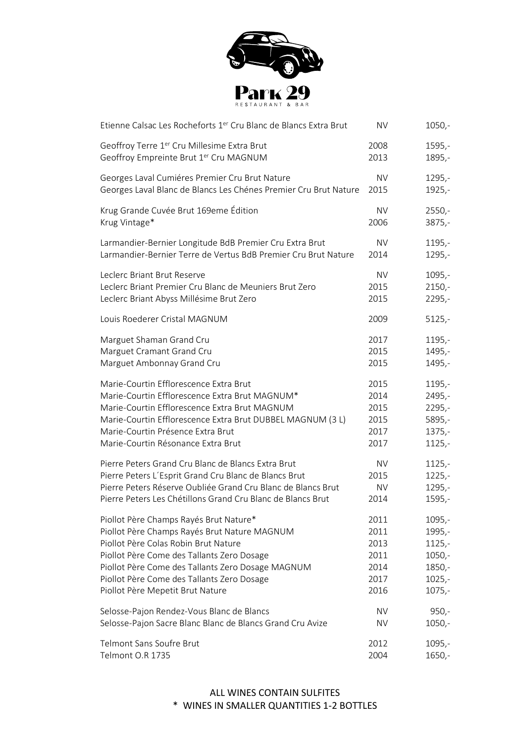# Park 29

RESTAURANT & BAR

| Wine | Year | Price |
|---|---|---|
| Etienne Calsac Les Rocheforts 1er Cru Blanc de Blancs Extra Brut | NV | 1050,- |
| Geoffroy Terre 1er Cru Millesime Extra Brut | 2008 | 1595,- |
| Geoffroy Empreinte Brut 1er Cru MAGNUM | 2013 | 1895,- |
| Georges Laval Cumiéres Premier Cru Brut Nature | NV | 1295,- |
| Georges Laval Blanc de Blancs Les Chénes Premier Cru Brut Nature | 2015 | 1925,- |
| Krug Grande Cuvée Brut 169eme Édition | NV | 2550,- |
| Krug Vintage* | 2006 | 3875,- |
| Larmandier-Bernier Longitude BdB Premier Cru Extra Brut | NV | 1195,- |
| Larmandier-Bernier Terre de Vertus BdB Premier Cru Brut Nature | 2014 | 1295,- |
| Leclerc Briant Brut Reserve | NV | 1095,- |
| Leclerc Briant Premier Cru Blanc de Meuniers Brut Zero | 2015 | 2150,- |
| Leclerc Briant Abyss Millésime Brut Zero | 2015 | 2295,- |
| Louis Roederer Cristal MAGNUM | 2009 | 5125,- |
| Marguet Shaman Grand Cru | 2017 | 1195,- |
| Marguet Cramant Grand Cru | 2015 | 1495,- |
| Marguet Ambonnay Grand Cru | 2015 | 1495,- |
| Marie-Courtin Efflorescence Extra Brut | 2015 | 1195,- |
| Marie-Courtin Efflorescence Extra Brut MAGNUM* | 2014 | 2495,- |
| Marie-Courtin Efflorescence Extra Brut MAGNUM | 2015 | 2295,- |
| Marie-Courtin Efflorescence Extra Brut DUBBEL MAGNUM (3 L) | 2015 | 5895,- |
| Marie-Courtin Présence Extra Brut | 2017 | 1375,- |
| Marie-Courtin Résonance Extra Brut | 2017 | 1125,- |
| Pierre Peters Grand Cru Blanc de Blancs Extra Brut | NV | 1125,- |
| Pierre Peters L´Esprit Grand Cru Blanc de Blancs Brut | 2015 | 1225,- |
| Pierre Peters Réserve Oubliée Grand Cru Blanc de Blancs Brut | NV | 1295,- |
| Pierre Peters Les Chétillons Grand Cru Blanc de Blancs Brut | 2014 | 1595,- |
| Piollot Père Champs Rayés Brut Nature* | 2011 | 1095,- |
| Piollot Père Champs Rayés Brut Nature MAGNUM | 2011 | 1995,- |
| Piollot Père Colas Robin Brut Nature | 2013 | 1125,- |
| Piollot Père Come des Tallants Zero Dosage | 2011 | 1050,- |
| Piollot Père Come des Tallants Zero Dosage MAGNUM | 2014 | 1850,- |
| Piollot Père Come des Tallants Zero Dosage | 2017 | 1025,- |
| Piollot Père Mepetit Brut Nature | 2016 | 1075,- |
| Selosse-Pajon Rendez-Vous Blanc de Blancs | NV | 950,- |
| Selosse-Pajon Sacre Blanc Blanc de Blancs Grand Cru Avize | NV | 1050,- |
| Telmont Sans Soufre Brut | 2012 | 1095,- |
| Telmont O.R 1735 | 2004 | 1650,- |

ALL WINES CONTAIN SULFITES

* WINES IN SMALLER QUANTITIES 1-2 BOTTLES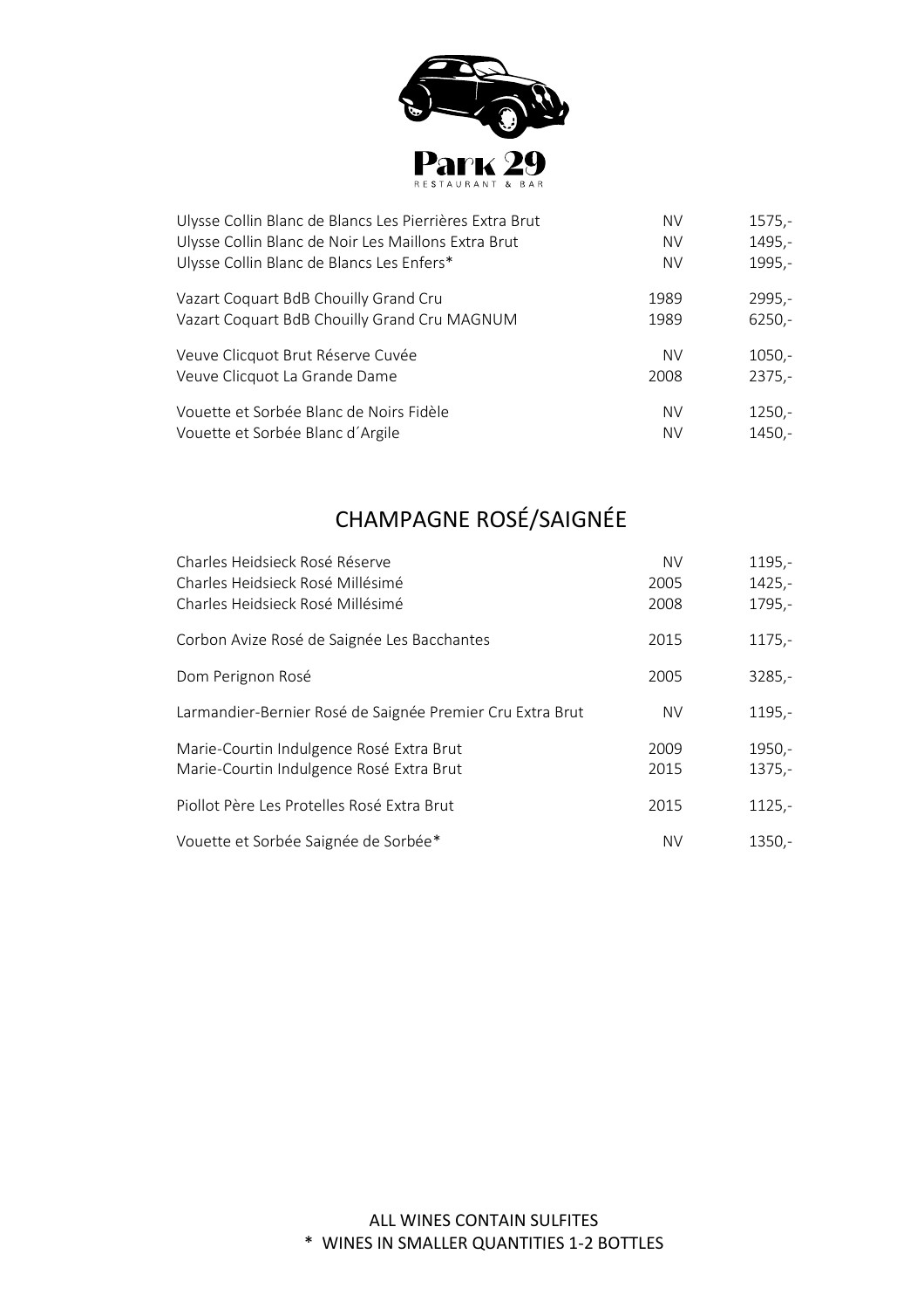# Park 29

RESTAURANT & BAR

| | | |
|---|---|---|
| Ulysse Collin Blanc de Blancs Les Pierrières Extra Brut | NV | 1575,- |
| Ulysse Collin Blanc de Noir Les Maillons Extra Brut | NV | 1495,- |
| Ulysse Collin Blanc de Blancs Les Enfers* | NV | 1995,- |
| Vazart Coquart BdB Chouilly Grand Cru | 1989 | 2995,- |
| Vazart Coquart BdB Chouilly Grand Cru MAGNUM | 1989 | 6250,- |
| Veuve Clicquot Brut Réserve Cuvée | NV | 1050,- |
| Veuve Clicquot La Grande Dame | 2008 | 2375,- |
| Vouette et Sorbée Blanc de Noirs Fidèle | NV | 1250,- |
| Vouette et Sorbée Blanc d´Argile | NV | 1450,- |

## CHAMPAGNE ROSÉ/SAIGNÉE

| | | |
|---|---|---|
| Charles Heidsieck Rosé Réserve | NV | 1195,- |
| Charles Heidsieck Rosé Millésimé | 2005 | 1425,- |
| Charles Heidsieck Rosé Millésimé | 2008 | 1795,- |
| Corbon Avize Rosé de Saignée Les Bacchantes | 2015 | 1175,- |
| Dom Perignon Rosé | 2005 | 3285,- |
| Larmandier-Bernier Rosé de Saignée Premier Cru Extra Brut | NV | 1195,- |
| Marie-Courtin Indulgence Rosé Extra Brut | 2009 | 1950,- |
| Marie-Courtin Indulgence Rosé Extra Brut | 2015 | 1375,- |
| Piollot Père Les Protelles Rosé Extra Brut | 2015 | 1125,- |
| Vouette et Sorbée Saignée de Sorbée* | NV | 1350,- |

ALL WINES CONTAIN SULFITES

\* WINES IN SMALLER QUANTITIES 1-2 BOTTLES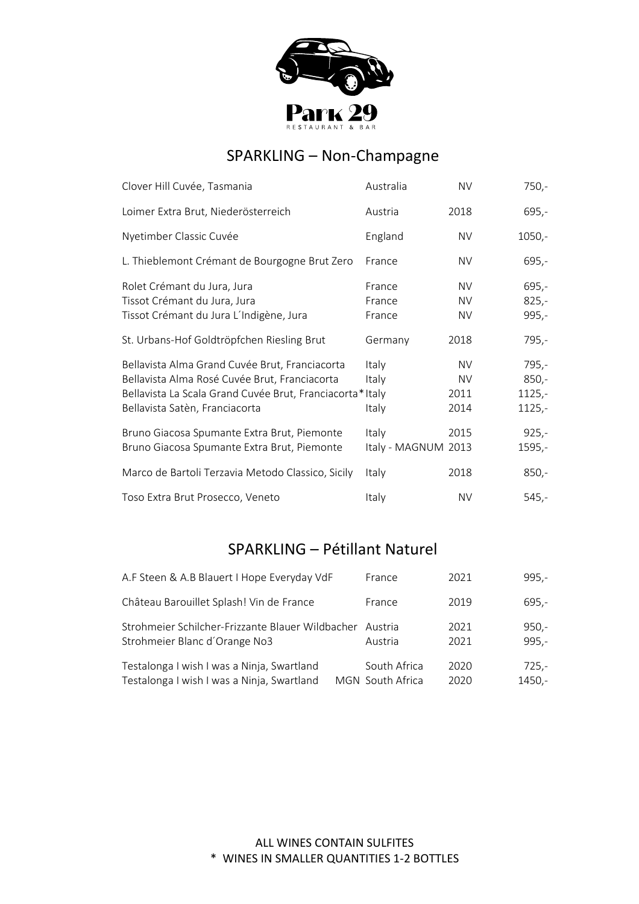Park 29

RESTAURANT & BAR

## SPARKLING – Non-Champagne

| Wine | Country | Vintage | Price |
|---|---|---|---|
| Clover Hill Cuvée, Tasmania | Australia | NV | 750,- |
| Loimer Extra Brut, Niederösterreich | Austria | 2018 | 695,- |
| Nyetimber Classic Cuvée | England | NV | 1050,- |
| L. Thieblemont Crémant de Bourgogne Brut Zero | France | NV | 695,- |
| Rolet Crémant du Jura, Jura | France | NV | 695,- |
| Tissot Crémant du Jura, Jura | France | NV | 825,- |
| Tissot Crémant du Jura L´Indigène, Jura | France | NV | 995,- |
| St. Urbans-Hof Goldtröpfchen Riesling Brut | Germany | 2018 | 795,- |
| Bellavista Alma Grand Cuvée Brut, Franciacorta | Italy | NV | 795,- |
| Bellavista Alma Rosé Cuvée Brut, Franciacorta | Italy | NV | 850,- |
| Bellavista La Scala Grand Cuvée Brut, Franciacorta* | Italy | 2011 | 1125,- |
| Bellavista Satèn, Franciacorta | Italy | 2014 | 1125,- |
| Bruno Giacosa Spumante Extra Brut, Piemonte | Italy | 2015 | 925,- |
| Bruno Giacosa Spumante Extra Brut, Piemonte | Italy - MAGNUM | 2013 | 1595,- |
| Marco de Bartoli Terzavia Metodo Classico, Sicily | Italy | 2018 | 850,- |
| Toso Extra Brut Prosecco, Veneto | Italy | NV | 545,- |

## SPARKLING – Pétillant Naturel

| Wine | Country | Vintage | Price |
|---|---|---|---|
| A.F Steen & A.B Blauert I Hope Everyday VdF | France | 2021 | 995,- |
| Château Barouillet Splash! Vin de France | France | 2019 | 695,- |
| Strohmeier Schilcher-Frizzante Blauer Wildbacher | Austria | 2021 | 950,- |
| Strohmeier Blanc d´Orange No3 | Austria | 2021 | 995,- |
| Testalonga I wish I was a Ninja, Swartland | South Africa | 2020 | 725,- |
| Testalonga I wish I was a Ninja, Swartland MGN | South Africa | 2020 | 1450,- |

ALL WINES CONTAIN SULFITES

\* WINES IN SMALLER QUANTITIES 1-2 BOTTLES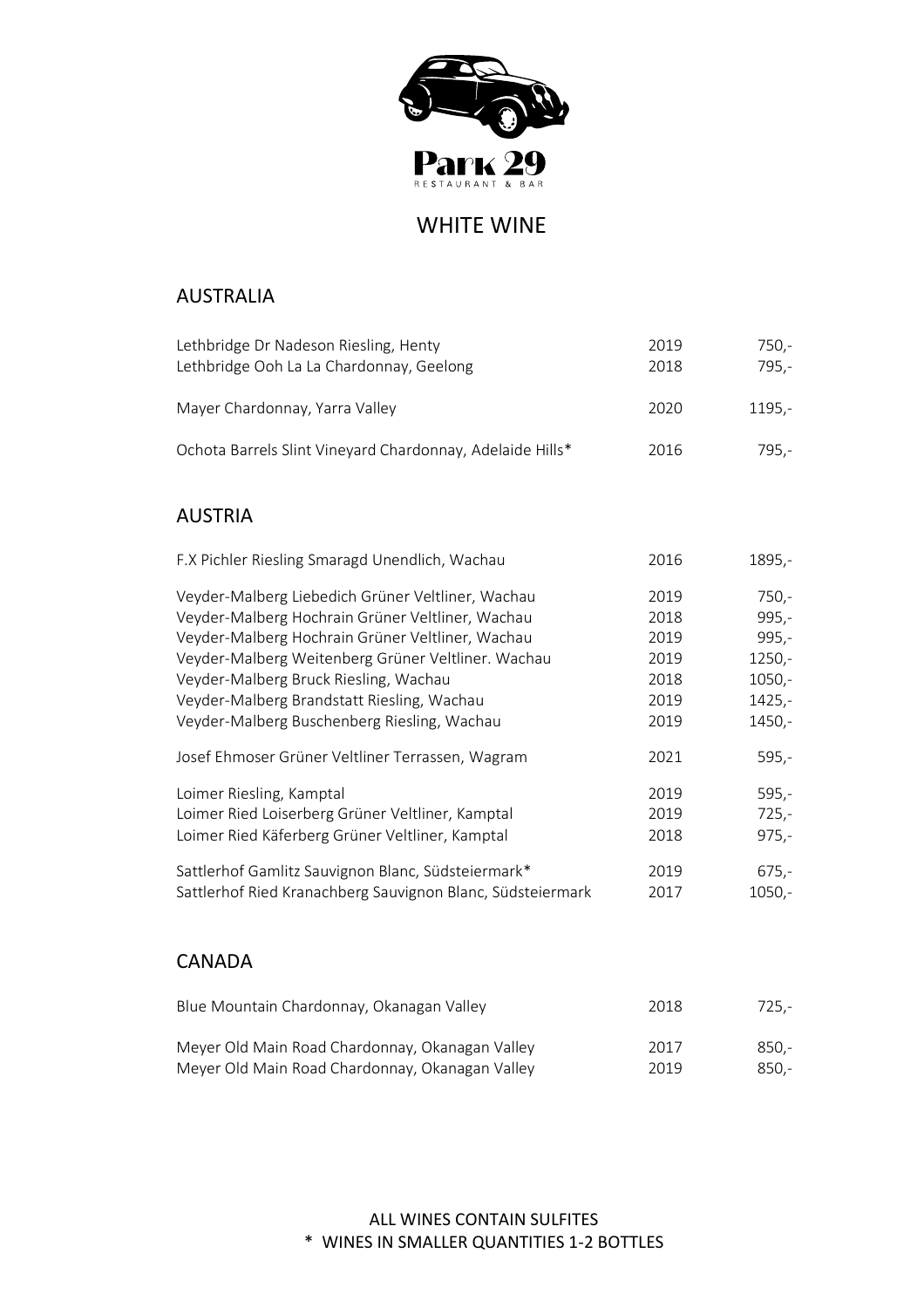**Park 29**
RESTAURANT & BAR

# WHITE WINE

## AUSTRALIA

| Wine | Year | Price |
|---|---|---|
| Lethbridge Dr Nadeson Riesling, Henty | 2019 | 750,- |
| Lethbridge Ooh La La Chardonnay, Geelong | 2018 | 795,- |
| Mayer Chardonnay, Yarra Valley | 2020 | 1195,- |
| Ochota Barrels Slint Vineyard Chardonnay, Adelaide Hills* | 2016 | 795,- |

## AUSTRIA

| Wine | Year | Price |
|---|---|---|
| F.X Pichler Riesling Smaragd Unendlich, Wachau | 2016 | 1895,- |
| Veyder-Malberg Liebedich Grüner Veltliner, Wachau | 2019 | 750,- |
| Veyder-Malberg Hochrain Grüner Veltliner, Wachau | 2018 | 995,- |
| Veyder-Malberg Hochrain Grüner Veltliner, Wachau | 2019 | 995,- |
| Veyder-Malberg Weitenberg Grüner Veltliner. Wachau | 2019 | 1250,- |
| Veyder-Malberg Bruck Riesling, Wachau | 2018 | 1050,- |
| Veyder-Malberg Brandstatt Riesling, Wachau | 2019 | 1425,- |
| Veyder-Malberg Buschenberg Riesling, Wachau | 2019 | 1450,- |
| Josef Ehmoser Grüner Veltliner Terrassen, Wagram | 2021 | 595,- |
| Loimer Riesling, Kamptal | 2019 | 595,- |
| Loimer Ried Loiserberg Grüner Veltliner, Kamptal | 2019 | 725,- |
| Loimer Ried Käferberg Grüner Veltliner, Kamptal | 2018 | 975,- |
| Sattlerhof Gamlitz Sauvignon Blanc, Südsteiermark* | 2019 | 675,- |
| Sattlerhof Ried Kranachberg Sauvignon Blanc, Südsteiermark | 2017 | 1050,- |

## CANADA

| Wine | Year | Price |
|---|---|---|
| Blue Mountain Chardonnay, Okanagan Valley | 2018 | 725,- |
| Meyer Old Main Road Chardonnay, Okanagan Valley | 2017 | 850,- |
| Meyer Old Main Road Chardonnay, Okanagan Valley | 2019 | 850,- |

ALL WINES CONTAIN SULFITES
* WINES IN SMALLER QUANTITIES 1-2 BOTTLES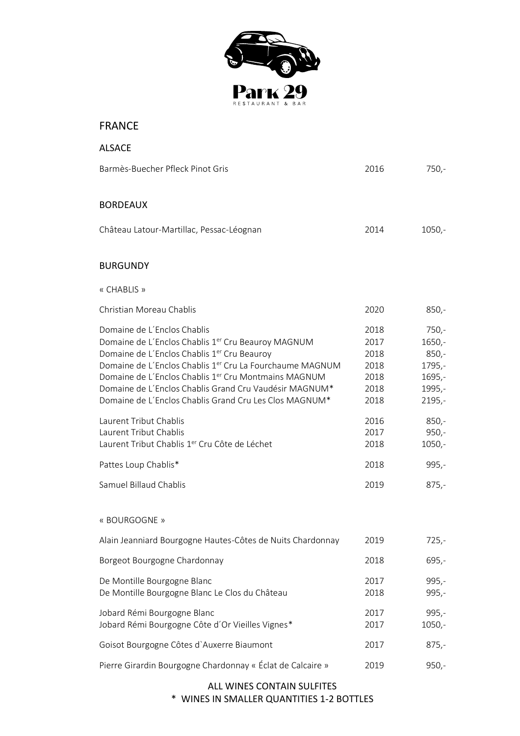**Park 29**
RESTAURANT & BAR

# FRANCE

## ALSACE

| | | |
|---|---|---|
| Barmès-Buecher Pfleck Pinot Gris | 2016 | 750,- |

## BORDEAUX

| | | |
|---|---|---|
| Château Latour-Martillac, Pessac-Léognan | 2014 | 1050,- |

## BURGUNDY

### « CHABLIS »

| | | |
|---|---|---|
| Christian Moreau Chablis | 2020 | 850,- |
| Domaine de L´Enclos Chablis | 2018 | 750,- |
| Domaine de L´Enclos Chablis 1er Cru Beauroy MAGNUM | 2017 | 1650,- |
| Domaine de L´Enclos Chablis 1er Cru Beauroy | 2018 | 850,- |
| Domaine de L´Enclos Chablis 1er Cru La Fourchaume MAGNUM | 2018 | 1795,- |
| Domaine de L´Enclos Chablis 1er Cru Montmains MAGNUM | 2018 | 1695,- |
| Domaine de L´Enclos Chablis Grand Cru Vaudésir MAGNUM* | 2018 | 1995,- |
| Domaine de L´Enclos Chablis Grand Cru Les Clos MAGNUM* | 2018 | 2195,- |
| Laurent Tribut Chablis | 2016 | 850,- |
| Laurent Tribut Chablis | 2017 | 950,- |
| Laurent Tribut Chablis 1er Cru Côte de Léchet | 2018 | 1050,- |
| Pattes Loup Chablis* | 2018 | 995,- |
| Samuel Billaud Chablis | 2019 | 875,- |

### « BOURGOGNE »

| | | |
|---|---|---|
| Alain Jeanniard Bourgogne Hautes-Côtes de Nuits Chardonnay | 2019 | 725,- |
| Borgeot Bourgogne Chardonnay | 2018 | 695,- |
| De Montille Bourgogne Blanc | 2017 | 995,- |
| De Montille Bourgogne Blanc Le Clos du Château | 2018 | 995,- |
| Jobard Rémi Bourgogne Blanc | 2017 | 995,- |
| Jobard Rémi Bourgogne Côte d´Or Vieilles Vignes* | 2017 | 1050,- |
| Goisot Bourgogne Côtes d`Auxerre Biaumont | 2017 | 875,- |
| Pierre Girardin Bourgogne Chardonnay « Éclat de Calcaire » | 2019 | 950,- |

ALL WINES CONTAIN SULFITES

* WINES IN SMALLER QUANTITIES 1-2 BOTTLES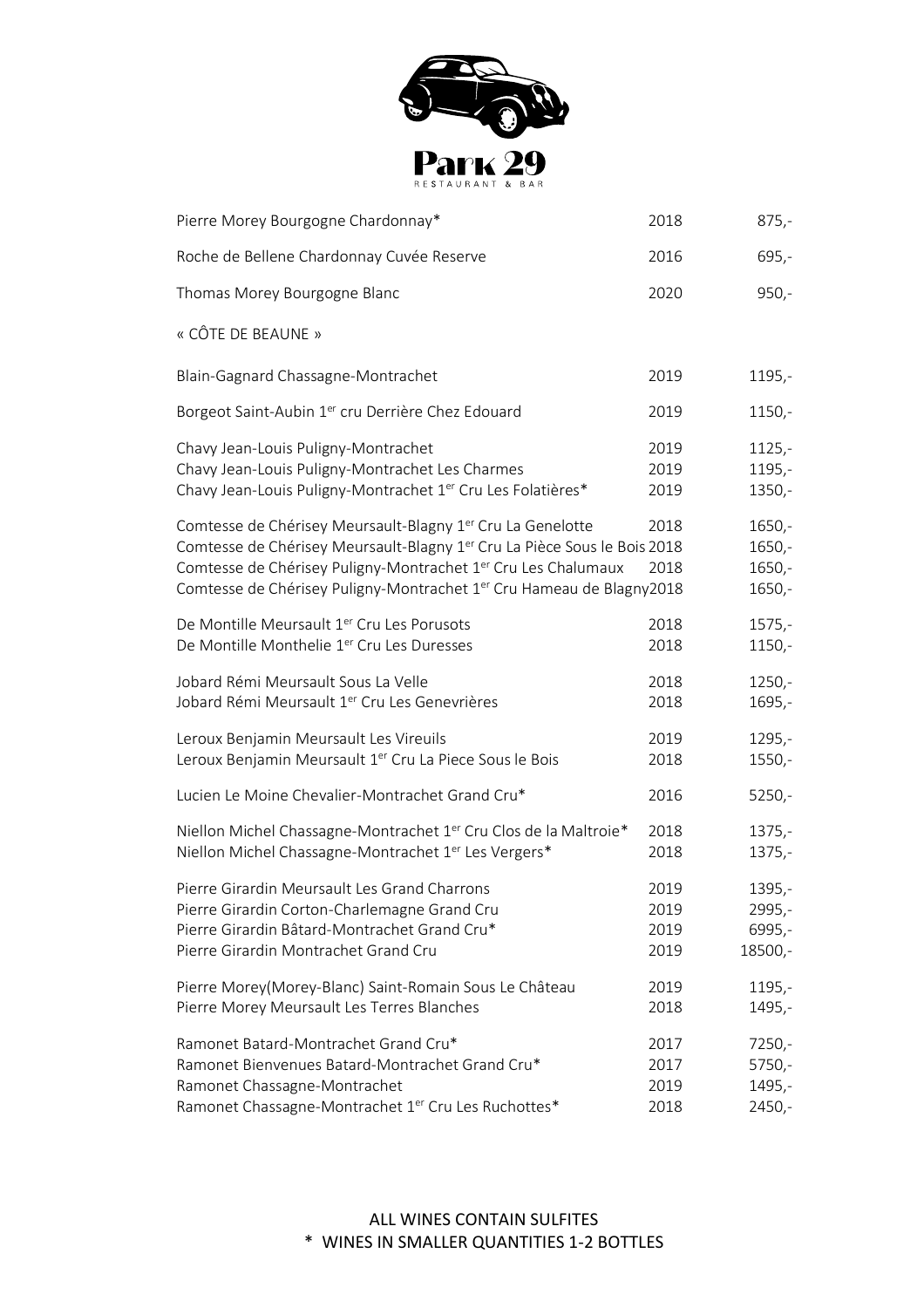# Park 29

RESTAURANT & BAR

| Wine | Year | Price |
|---|---|---|
| Pierre Morey Bourgogne Chardonnay* | 2018 | 875,- |
| Roche de Bellene Chardonnay Cuvée Reserve | 2016 | 695,- |
| Thomas Morey Bourgogne Blanc | 2020 | 950,- |

« CÔTE DE BEAUNE »

| Wine | Year | Price |
|---|---|---|
| Blain-Gagnard Chassagne-Montrachet | 2019 | 1195,- |
| Borgeot Saint-Aubin 1er cru Derrière Chez Edouard | 2019 | 1150,- |
| Chavy Jean-Louis Puligny-Montrachet | 2019 | 1125,- |
| Chavy Jean-Louis Puligny-Montrachet Les Charmes | 2019 | 1195,- |
| Chavy Jean-Louis Puligny-Montrachet 1er Cru Les Folatières* | 2019 | 1350,- |
| Comtesse de Chérisey Meursault-Blagny 1er Cru La Genelotte | 2018 | 1650,- |
| Comtesse de Chérisey Meursault-Blagny 1er Cru La Pièce Sous le Bois | 2018 | 1650,- |
| Comtesse de Chérisey Puligny-Montrachet 1er Cru Les Chalumaux | 2018 | 1650,- |
| Comtesse de Chérisey Puligny-Montrachet 1er Cru Hameau de Blagny | 2018 | 1650,- |
| De Montille Meursault 1er Cru Les Porusots | 2018 | 1575,- |
| De Montille Monthelie 1er Cru Les Duresses | 2018 | 1150,- |
| Jobard Rémi Meursault Sous La Velle | 2018 | 1250,- |
| Jobard Rémi Meursault 1er Cru Les Genevrières | 2018 | 1695,- |
| Leroux Benjamin Meursault Les Vireuils | 2019 | 1295,- |
| Leroux Benjamin Meursault 1er Cru La Piece Sous le Bois | 2018 | 1550,- |
| Lucien Le Moine Chevalier-Montrachet Grand Cru* | 2016 | 5250,- |
| Niellon Michel Chassagne-Montrachet 1er Cru Clos de la Maltroie* | 2018 | 1375,- |
| Niellon Michel Chassagne-Montrachet 1er Les Vergers* | 2018 | 1375,- |
| Pierre Girardin Meursault Les Grand Charrons | 2019 | 1395,- |
| Pierre Girardin Corton-Charlemagne Grand Cru | 2019 | 2995,- |
| Pierre Girardin Bâtard-Montrachet Grand Cru* | 2019 | 6995,- |
| Pierre Girardin Montrachet Grand Cru | 2019 | 18500,- |
| Pierre Morey(Morey-Blanc) Saint-Romain Sous Le Château | 2019 | 1195,- |
| Pierre Morey Meursault Les Terres Blanches | 2018 | 1495,- |
| Ramonet Batard-Montrachet Grand Cru* | 2017 | 7250,- |
| Ramonet Bienvenues Batard-Montrachet Grand Cru* | 2017 | 5750,- |
| Ramonet Chassagne-Montrachet | 2019 | 1495,- |
| Ramonet Chassagne-Montrachet 1er Cru Les Ruchottes* | 2018 | 2450,- |

ALL WINES CONTAIN SULFITES

\* WINES IN SMALLER QUANTITIES 1-2 BOTTLES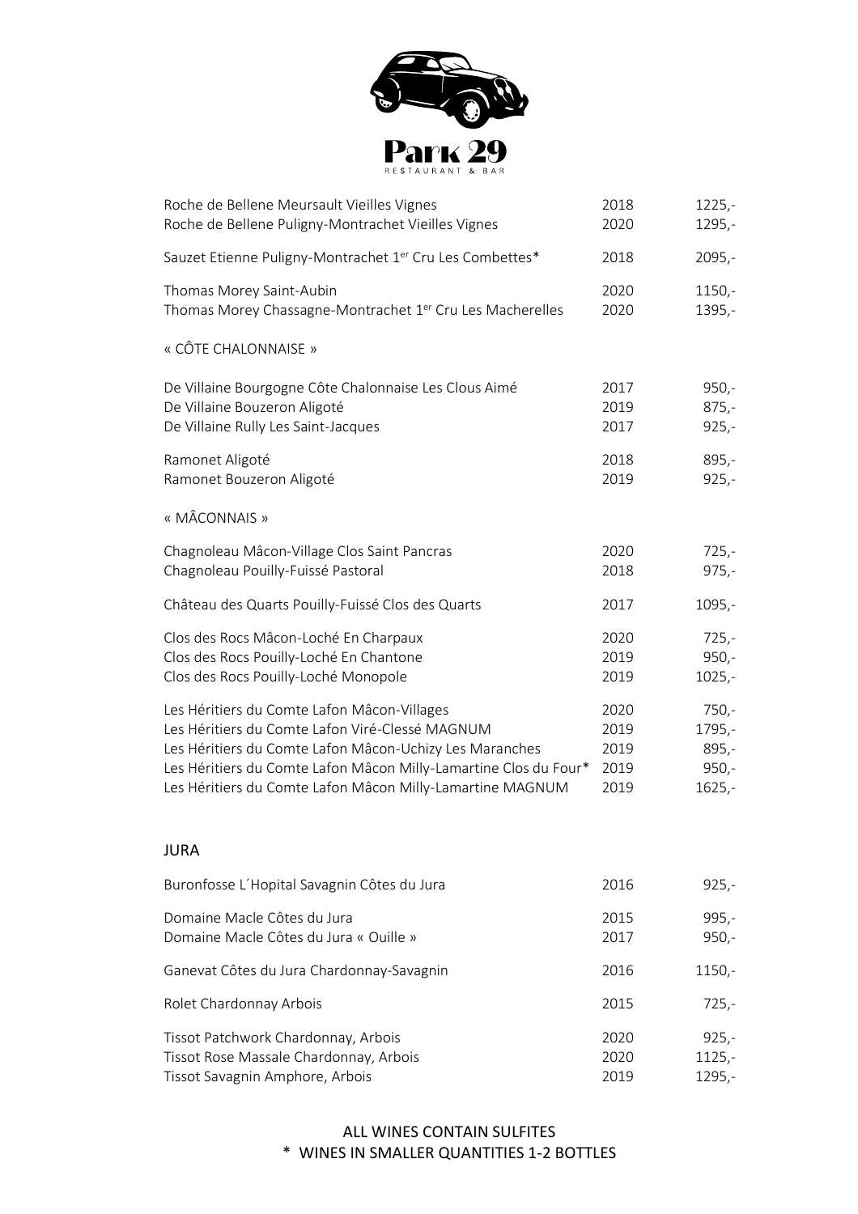# Park 29
RESTAURANT & BAR

| | | |
|---|---|---|
| Roche de Bellene Meursault Vieilles Vignes | 2018 | 1225,- |
| Roche de Bellene Puligny-Montrachet Vieilles Vignes | 2020 | 1295,- |
| Sauzet Etienne Puligny-Montrachet 1er Cru Les Combettes* | 2018 | 2095,- |
| Thomas Morey Saint-Aubin | 2020 | 1150,- |
| Thomas Morey Chassagne-Montrachet 1er Cru Les Macherelles | 2020 | 1395,- |

« CÔTE CHALONNAISE »

| | | |
|---|---|---|
| De Villaine Bourgogne Côte Chalonnaise Les Clous Aimé | 2017 | 950,- |
| De Villaine Bouzeron Aligoté | 2019 | 875,- |
| De Villaine Rully Les Saint-Jacques | 2017 | 925,- |
| Ramonet Aligoté | 2018 | 895,- |
| Ramonet Bouzeron Aligoté | 2019 | 925,- |

« MÂCONNAIS »

| | | |
|---|---|---|
| Chagnoleau Mâcon-Village Clos Saint Pancras | 2020 | 725,- |
| Chagnoleau Pouilly-Fuissé Pastoral | 2018 | 975,- |
| Château des Quarts Pouilly-Fuissé Clos des Quarts | 2017 | 1095,- |
| Clos des Rocs Mâcon-Loché En Charpaux | 2020 | 725,- |
| Clos des Rocs Pouilly-Loché En Chantone | 2019 | 950,- |
| Clos des Rocs Pouilly-Loché Monopole | 2019 | 1025,- |
| Les Héritiers du Comte Lafon Mâcon-Villages | 2020 | 750,- |
| Les Héritiers du Comte Lafon Viré-Clessé MAGNUM | 2019 | 1795,- |
| Les Héritiers du Comte Lafon Mâcon-Uchizy Les Maranches | 2019 | 895,- |
| Les Héritiers du Comte Lafon Mâcon Milly-Lamartine Clos du Four* | 2019 | 950,- |
| Les Héritiers du Comte Lafon Mâcon Milly-Lamartine MAGNUM | 2019 | 1625,- |

## JURA

| | | |
|---|---|---|
| Buronfosse L´Hopital Savagnin Côtes du Jura | 2016 | 925,- |
| Domaine Macle Côtes du Jura | 2015 | 995,- |
| Domaine Macle Côtes du Jura « Ouille » | 2017 | 950,- |
| Ganevat Côtes du Jura Chardonnay-Savagnin | 2016 | 1150,- |
| Rolet Chardonnay Arbois | 2015 | 725,- |
| Tissot Patchwork Chardonnay, Arbois | 2020 | 925,- |
| Tissot Rose Massale Chardonnay, Arbois | 2020 | 1125,- |
| Tissot Savagnin Amphore, Arbois | 2019 | 1295,- |

ALL WINES CONTAIN SULFITES

\* WINES IN SMALLER QUANTITIES 1-2 BOTTLES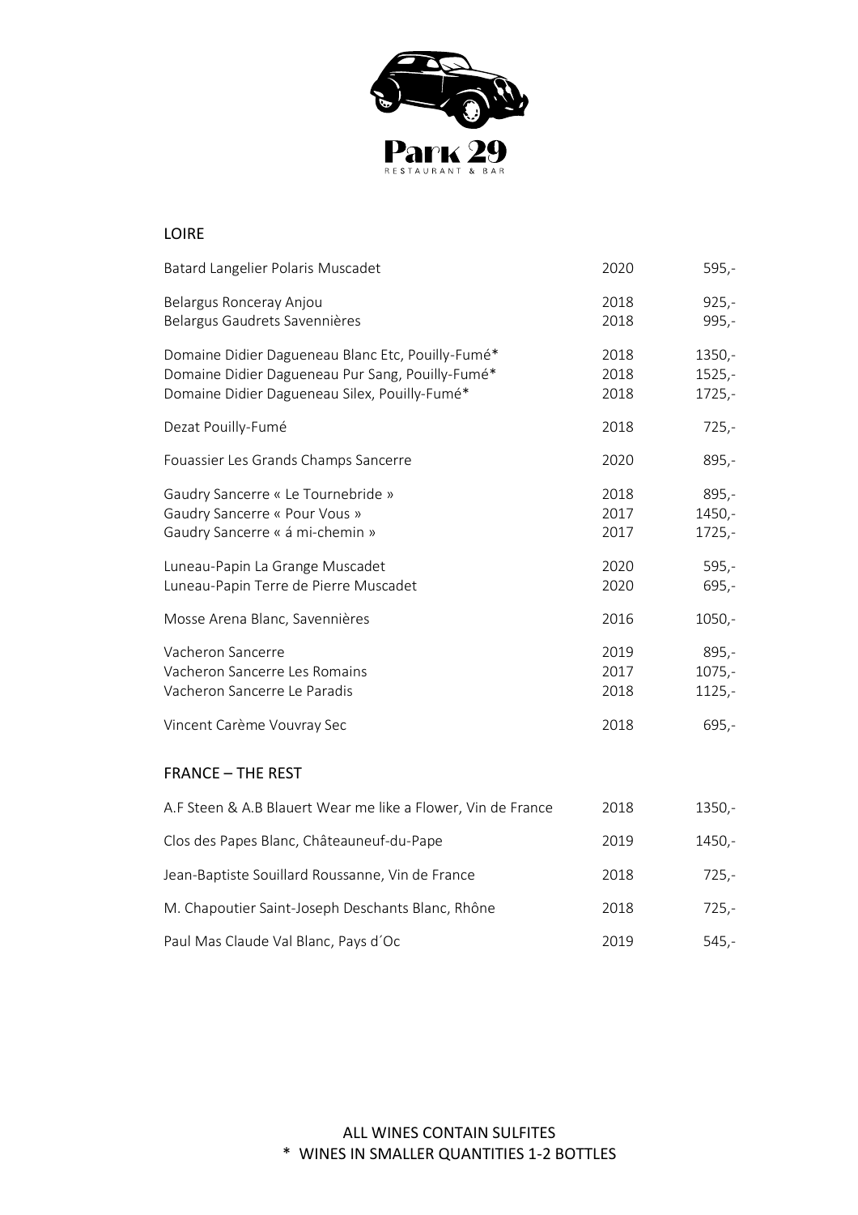Park 29

RESTAURANT & BAR

## LOIRE

| | | |
|---|---|---|
| Batard Langelier Polaris Muscadet | 2020 | 595,- |
| Belargus Ronceray Anjou | 2018 | 925,- |
| Belargus Gaudrets Savennières | 2018 | 995,- |
| Domaine Didier Dagueneau Blanc Etc, Pouilly-Fumé* | 2018 | 1350,- |
| Domaine Didier Dagueneau Pur Sang, Pouilly-Fumé* | 2018 | 1525,- |
| Domaine Didier Dagueneau Silex, Pouilly-Fumé* | 2018 | 1725,- |
| Dezat Pouilly-Fumé | 2018 | 725,- |
| Fouassier Les Grands Champs Sancerre | 2020 | 895,- |
| Gaudry Sancerre « Le Tournebride » | 2018 | 895,- |
| Gaudry Sancerre « Pour Vous » | 2017 | 1450,- |
| Gaudry Sancerre « á mi-chemin » | 2017 | 1725,- |
| Luneau-Papin La Grange Muscadet | 2020 | 595,- |
| Luneau-Papin Terre de Pierre Muscadet | 2020 | 695,- |
| Mosse Arena Blanc, Savennières | 2016 | 1050,- |
| Vacheron Sancerre | 2019 | 895,- |
| Vacheron Sancerre Les Romains | 2017 | 1075,- |
| Vacheron Sancerre Le Paradis | 2018 | 1125,- |
| Vincent Carème Vouvray Sec | 2018 | 695,- |

## FRANCE – THE REST

| | | |
|---|---|---|
| A.F Steen & A.B Blauert Wear me like a Flower, Vin de France | 2018 | 1350,- |
| Clos des Papes Blanc, Châteauneuf-du-Pape | 2019 | 1450,- |
| Jean-Baptiste Souillard Roussanne, Vin de France | 2018 | 725,- |
| M. Chapoutier Saint-Joseph Deschants Blanc, Rhône | 2018 | 725,- |
| Paul Mas Claude Val Blanc, Pays d´Oc | 2019 | 545,- |

ALL WINES CONTAIN SULFITES

* WINES IN SMALLER QUANTITIES 1-2 BOTTLES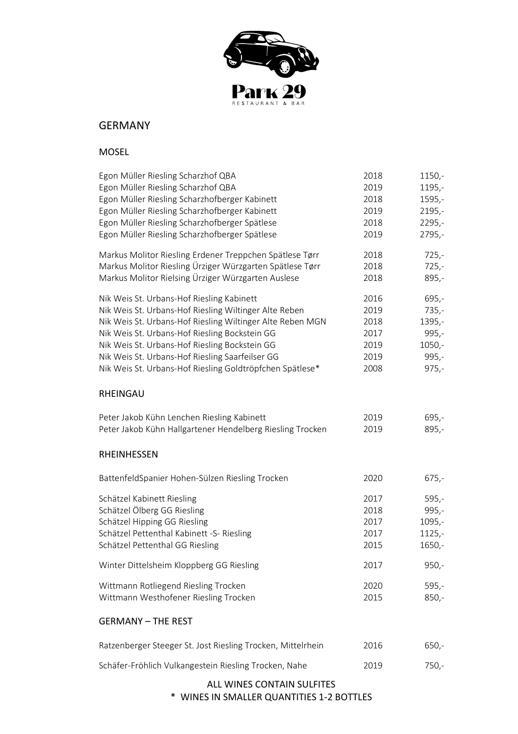Park 29

RESTAURANT & BAR

## GERMANY

### MOSEL

| | | |
|---|---|---|
| Egon Müller Riesling Scharzhof QBA | 2018 | 1150,- |
| Egon Müller Riesling Scharzhof QBA | 2019 | 1195,- |
| Egon Müller Riesling Scharzhofberger Kabinett | 2018 | 1595,- |
| Egon Müller Riesling Scharzhofberger Kabinett | 2019 | 2195,- |
| Egon Müller Riesling Scharzhofberger Spätlese | 2018 | 2295,- |
| Egon Müller Riesling Scharzhofberger Spätlese | 2019 | 2795,- |
| Markus Molitor Riesling Erdener Treppchen Spätlese Tørr | 2018 | 725,- |
| Markus Molitor Riesling Ürziger Würzgarten Spätlese Tørr | 2018 | 725,- |
| Markus Molitor Rielsing Ürziger Würzgarten Auslese | 2018 | 895,- |
| Nik Weis St. Urbans-Hof Riesling Kabinett | 2016 | 695,- |
| Nik Weis St. Urbans-Hof Riesling Wiltinger Alte Reben | 2019 | 735,- |
| Nik Weis St. Urbans-Hof Riesling Wiltinger Alte Reben MGN | 2018 | 1395,- |
| Nik Weis St. Urbans-Hof Riesling Bockstein GG | 2017 | 995,- |
| Nik Weis St. Urbans-Hof Riesling Bockstein GG | 2019 | 1050,- |
| Nik Weis St. Urbans-Hof Riesling Saarfeilser GG | 2019 | 995,- |
| Nik Weis St. Urbans-Hof Riesling Goldtröpfchen Spätlese* | 2008 | 975,- |

### RHEINGAU

| | | |
|---|---|---|
| Peter Jakob Kühn Lenchen Riesling Kabinett | 2019 | 695,- |
| Peter Jakob Kühn Hallgartener Hendelberg Riesling Trocken | 2019 | 895,- |

### RHEINHESSEN

| | | |
|---|---|---|
| BattenfeldSpanier Hohen-Sülzen Riesling Trocken | 2020 | 675,- |
| Schätzel Kabinett Riesling | 2017 | 595,- |
| Schätzel Ölberg GG Riesling | 2018 | 995,- |
| Schätzel Hipping GG Riesling | 2017 | 1095,- |
| Schätzel Pettenthal Kabinett -S- Riesling | 2017 | 1125,- |
| Schätzel Pettenthal GG Riesling | 2015 | 1650,- |
| Winter Dittelsheim Kloppberg GG Riesling | 2017 | 950,- |
| Wittmann Rotliegend Riesling Trocken | 2020 | 595,- |
| Wittmann Westhofener Riesling Trocken | 2015 | 850,- |

### GERMANY – THE REST

| | | |
|---|---|---|
| Ratzenberger Steeger St. Jost Riesling Trocken, Mittelrhein | 2016 | 650,- |
| Schäfer-Fröhlich Vulkangestein Riesling Trocken, Nahe | 2019 | 750,- |

ALL WINES CONTAIN SULFITES

\* WINES IN SMALLER QUANTITIES 1-2 BOTTLES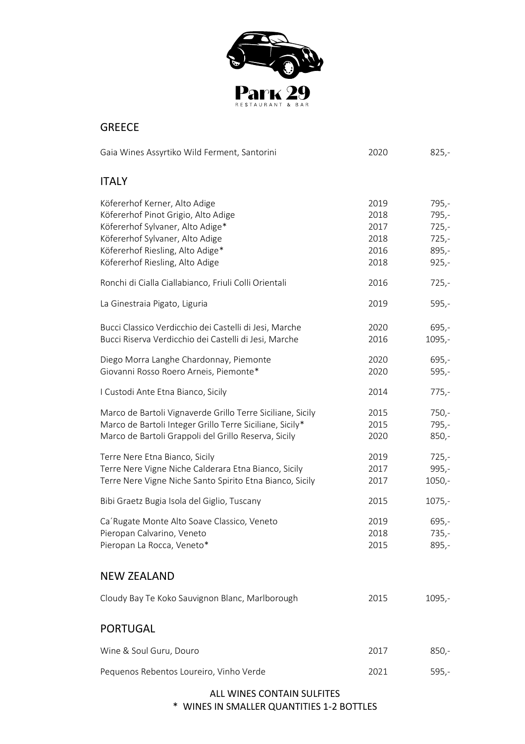# Park 29

RESTAURANT & BAR

## GREECE

| Wine | Year | Price |
|---|---|---|
| Gaia Wines Assyrtiko Wild Ferment, Santorini | 2020 | 825,- |

## ITALY

| Wine | Year | Price |
|---|---|---|
| Kõfererhof Kerner, Alto Adige | 2019 | 795,- |
| Kõfererhof Pinot Grigio, Alto Adige | 2018 | 795,- |
| Kõfererhof Sylvaner, Alto Adige* | 2017 | 725,- |
| Kõfererhof Sylvaner, Alto Adige | 2018 | 725,- |
| Kõfererhof Riesling, Alto Adige* | 2016 | 895,- |
| Kõfererhof Riesling, Alto Adige | 2018 | 925,- |
| Ronchi di Cialla Ciallabianco, Friuli Colli Orientali | 2016 | 725,- |
| La Ginestraia Pigato, Liguria | 2019 | 595,- |
| Bucci Classico Verdicchio dei Castelli di Jesi, Marche | 2020 | 695,- |
| Bucci Riserva Verdicchio dei Castelli di Jesi, Marche | 2016 | 1095,- |
| Diego Morra Langhe Chardonnay, Piemonte | 2020 | 695,- |
| Giovanni Rosso Roero Arneis, Piemonte* | 2020 | 595,- |
| I Custodi Ante Etna Bianco, Sicily | 2014 | 775,- |
| Marco de Bartoli Vignaverde Grillo Terre Siciliane, Sicily | 2015 | 750,- |
| Marco de Bartoli Integer Grillo Terre Siciliane, Sicily* | 2015 | 795,- |
| Marco de Bartoli Grappoli del Grillo Reserva, Sicily | 2020 | 850,- |
| Terre Nere Etna Bianco, Sicily | 2019 | 725,- |
| Terre Nere Vigne Niche Calderara Etna Bianco, Sicily | 2017 | 995,- |
| Terre Nere Vigne Niche Santo Spirito Etna Bianco, Sicily | 2017 | 1050,- |
| Bibi Graetz Bugia Isola del Giglio, Tuscany | 2015 | 1075,- |
| Ca´Rugate Monte Alto Soave Classico, Veneto | 2019 | 695,- |
| Pieropan Calvarino, Veneto | 2018 | 735,- |
| Pieropan La Rocca, Veneto* | 2015 | 895,- |

## NEW ZEALAND

| Wine | Year | Price |
|---|---|---|
| Cloudy Bay Te Koko Sauvignon Blanc, Marlborough | 2015 | 1095,- |

## PORTUGAL

| Wine | Year | Price |
|---|---|---|
| Wine & Soul Guru, Douro | 2017 | 850,- |
| Pequenos Rebentos Loureiro, Vinho Verde | 2021 | 595,- |

ALL WINES CONTAIN SULFITES

* WINES IN SMALLER QUANTITIES 1-2 BOTTLES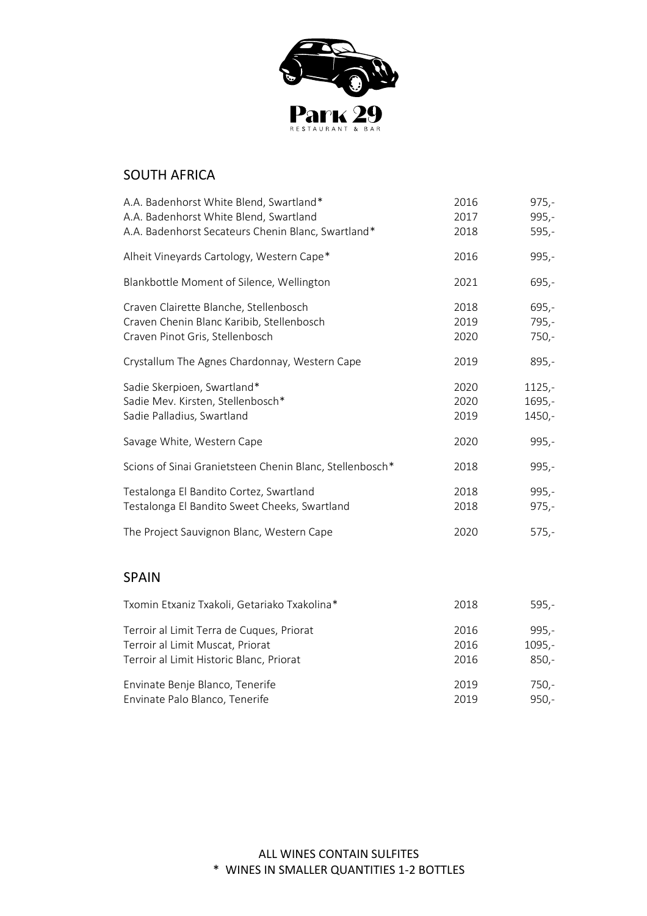Park 29

RESTAURANT & BAR

## SOUTH AFRICA

| Wine | Year | Price |
|---|---|---|
| A.A. Badenhorst White Blend, Swartland* | 2016 | 975,- |
| A.A. Badenhorst White Blend, Swartland | 2017 | 995,- |
| A.A. Badenhorst Secateurs Chenin Blanc, Swartland* | 2018 | 595,- |
| Alheit Vineyards Cartology, Western Cape* | 2016 | 995,- |
| Blankbottle Moment of Silence, Wellington | 2021 | 695,- |
| Craven Clairette Blanche, Stellenbosch | 2018 | 695,- |
| Craven Chenin Blanc Karibib, Stellenbosch | 2019 | 795,- |
| Craven Pinot Gris, Stellenbosch | 2020 | 750,- |
| Crystallum The Agnes Chardonnay, Western Cape | 2019 | 895,- |
| Sadie Skerpioen, Swartland* | 2020 | 1125,- |
| Sadie Mev. Kirsten, Stellenbosch* | 2020 | 1695,- |
| Sadie Palladius, Swartland | 2019 | 1450,- |
| Savage White, Western Cape | 2020 | 995,- |
| Scions of Sinai Granietsteen Chenin Blanc, Stellenbosch* | 2018 | 995,- |
| Testalonga El Bandito Cortez, Swartland | 2018 | 995,- |
| Testalonga El Bandito Sweet Cheeks, Swartland | 2018 | 975,- |
| The Project Sauvignon Blanc, Western Cape | 2020 | 575,- |

## SPAIN

| Wine | Year | Price |
|---|---|---|
| Txomin Etxaniz Txakoli, Getariako Txakolina* | 2018 | 595,- |
| Terroir al Limit Terra de Cuques, Priorat | 2016 | 995,- |
| Terroir al Limit Muscat, Priorat | 2016 | 1095,- |
| Terroir al Limit Historic Blanc, Priorat | 2016 | 850,- |
| Envinate Benje Blanco, Tenerife | 2019 | 750,- |
| Envinate Palo Blanco, Tenerife | 2019 | 950,- |

ALL WINES CONTAIN SULFITES

* WINES IN SMALLER QUANTITIES 1-2 BOTTLES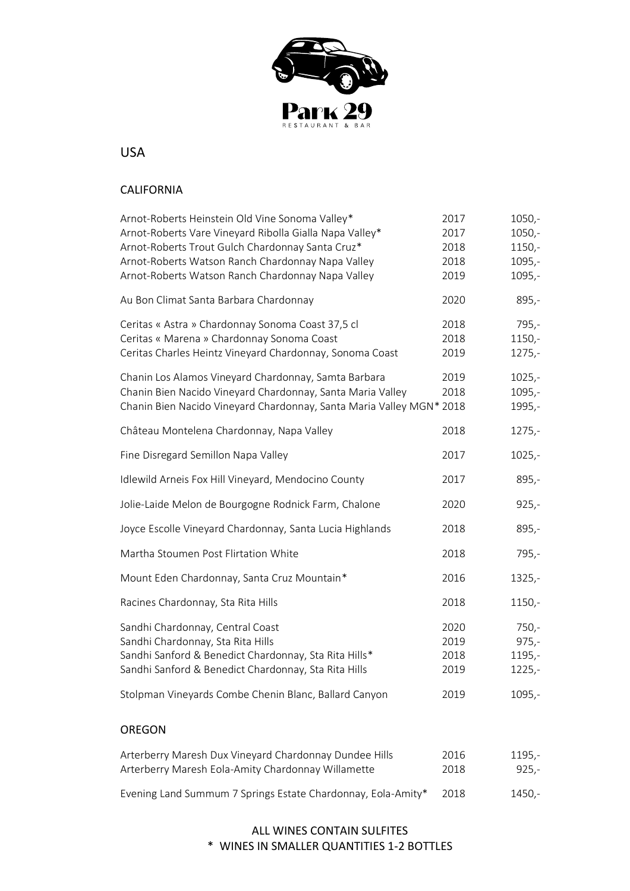# USA

## CALIFORNIA

| Wine | Vintage | Price |
|---|---|---|
| Arnot-Roberts Heinstein Old Vine Sonoma Valley* | 2017 | 1050,- |
| Arnot-Roberts Vare Vineyard Ribolla Gialla Napa Valley* | 2017 | 1050,- |
| Arnot-Roberts Trout Gulch Chardonnay Santa Cruz* | 2018 | 1150,- |
| Arnot-Roberts Watson Ranch Chardonnay Napa Valley | 2018 | 1095,- |
| Arnot-Roberts Watson Ranch Chardonnay Napa Valley | 2019 | 1095,- |
| Au Bon Climat Santa Barbara Chardonnay | 2020 | 895,- |
| Ceritas « Astra » Chardonnay Sonoma Coast 37,5 cl | 2018 | 795,- |
| Ceritas « Marena » Chardonnay Sonoma Coast | 2018 | 1150,- |
| Ceritas Charles Heintz Vineyard Chardonnay, Sonoma Coast | 2019 | 1275,- |
| Chanin Los Alamos Vineyard Chardonnay, Samta Barbara | 2019 | 1025,- |
| Chanin Bien Nacido Vineyard Chardonnay, Santa Maria Valley | 2018 | 1095,- |
| Chanin Bien Nacido Vineyard Chardonnay, Santa Maria Valley MGN* | 2018 | 1995,- |
| Château Montelena Chardonnay, Napa Valley | 2018 | 1275,- |
| Fine Disregard Semillon Napa Valley | 2017 | 1025,- |
| Idlewild Arneis Fox Hill Vineyard, Mendocino County | 2017 | 895,- |
| Jolie-Laide Melon de Bourgogne Rodnick Farm, Chalone | 2020 | 925,- |
| Joyce Escolle Vineyard Chardonnay, Santa Lucia Highlands | 2018 | 895,- |
| Martha Stoumen Post Flirtation White | 2018 | 795,- |
| Mount Eden Chardonnay, Santa Cruz Mountain* | 2016 | 1325,- |
| Racines Chardonnay, Sta Rita Hills | 2018 | 1150,- |
| Sandhi Chardonnay, Central Coast | 2020 | 750,- |
| Sandhi Chardonnay, Sta Rita Hills | 2019 | 975,- |
| Sandhi Sanford & Benedict Chardonnay, Sta Rita Hills* | 2018 | 1195,- |
| Sandhi Sanford & Benedict Chardonnay, Sta Rita Hills | 2019 | 1225,- |
| Stolpman Vineyards Combe Chenin Blanc, Ballard Canyon | 2019 | 1095,- |

## OREGON

| Wine | Vintage | Price |
|---|---|---|
| Arterberry Maresh Dux Vineyard Chardonnay Dundee Hills | 2016 | 1195,- |
| Arterberry Maresh Eola-Amity Chardonnay Willamette | 2018 | 925,- |
| Evening Land Summum 7 Springs Estate Chardonnay, Eola-Amity* | 2018 | 1450,- |

ALL WINES CONTAIN SULFITES

\* WINES IN SMALLER QUANTITIES 1-2 BOTTLES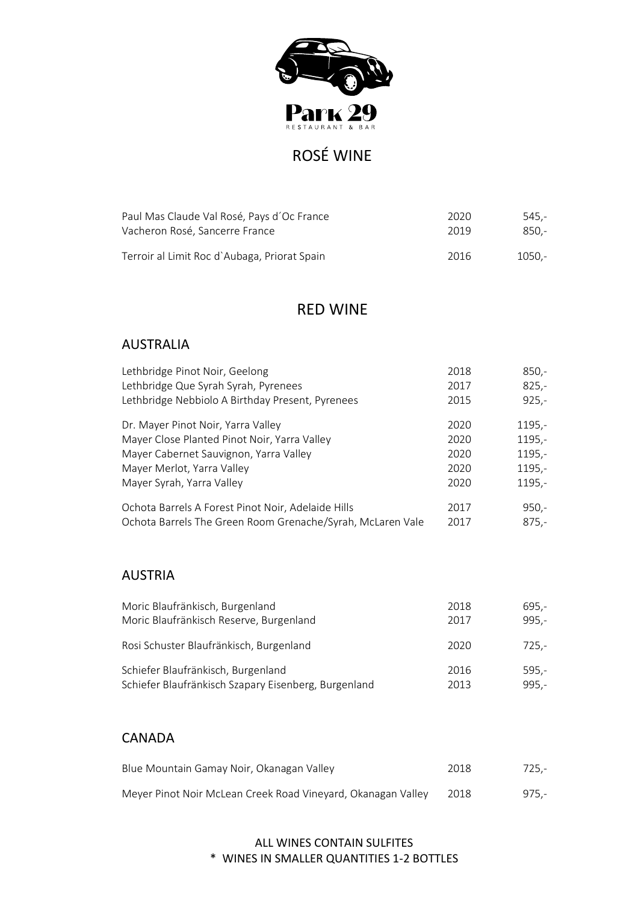Park 29

RESTAURANT & BAR

# ROSÉ WINE

| | | |
|---|---|---|
| Paul Mas Claude Val Rosé, Pays d´Oc France | 2020 | 545,- |
| Vacheron Rosé, Sancerre France | 2019 | 850,- |
| Terroir al Limit Roc d`Aubaga, Priorat Spain | 2016 | 1050,- |

# RED WINE

## AUSTRALIA

| | | |
|---|---|---|
| Lethbridge Pinot Noir, Geelong | 2018 | 850,- |
| Lethbridge Que Syrah Syrah, Pyrenees | 2017 | 825,- |
| Lethbridge Nebbiolo A Birthday Present, Pyrenees | 2015 | 925,- |
| Dr. Mayer Pinot Noir, Yarra Valley | 2020 | 1195,- |
| Mayer Close Planted Pinot Noir, Yarra Valley | 2020 | 1195,- |
| Mayer Cabernet Sauvignon, Yarra Valley | 2020 | 1195,- |
| Mayer Merlot, Yarra Valley | 2020 | 1195,- |
| Mayer Syrah, Yarra Valley | 2020 | 1195,- |
| Ochota Barrels A Forest Pinot Noir, Adelaide Hills | 2017 | 950,- |
| Ochota Barrels The Green Room Grenache/Syrah, McLaren Vale | 2017 | 875,- |

## AUSTRIA

| | | |
|---|---|---|
| Moric Blaufränkisch, Burgenland | 2018 | 695,- |
| Moric Blaufränkisch Reserve, Burgenland | 2017 | 995,- |
| Rosi Schuster Blaufränkisch, Burgenland | 2020 | 725,- |
| Schiefer Blaufränkisch, Burgenland | 2016 | 595,- |
| Schiefer Blaufränkisch Szapary Eisenberg, Burgenland | 2013 | 995,- |

## CANADA

| | | |
|---|---|---|
| Blue Mountain Gamay Noir, Okanagan Valley | 2018 | 725,- |
| Meyer Pinot Noir McLean Creek Road Vineyard, Okanagan Valley | 2018 | 975,- |

ALL WINES CONTAIN SULFITES

* WINES IN SMALLER QUANTITIES 1-2 BOTTLES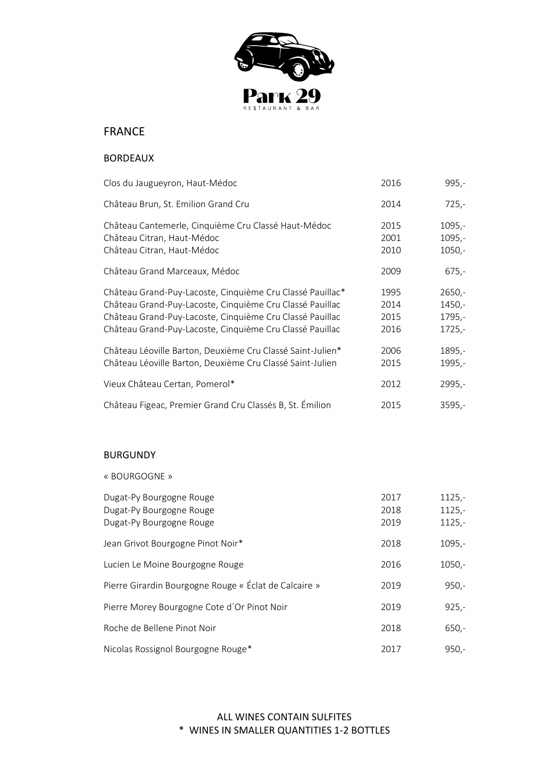# Park 29

RESTAURANT & BAR

## FRANCE

### BORDEAUX

| Wine | Vintage | Price |
|---|---|---|
| Clos du Jaugueyron, Haut-Médoc | 2016 | 995,- |
| Château Brun, St. Emilion Grand Cru | 2014 | 725,- |
| Château Cantemerle, Cinquième Cru Classé Haut-Médoc | 2015 | 1095,- |
| Château Citran, Haut-Médoc | 2001 | 1095,- |
| Château Citran, Haut-Médoc | 2010 | 1050,- |
| Château Grand Marceaux, Médoc | 2009 | 675,- |
| Château Grand-Puy-Lacoste, Cinquième Cru Classé Pauillac* | 1995 | 2650,- |
| Château Grand-Puy-Lacoste, Cinquième Cru Classé Pauillac | 2014 | 1450,- |
| Château Grand-Puy-Lacoste, Cinquième Cru Classé Pauillac | 2015 | 1795,- |
| Château Grand-Puy-Lacoste, Cinquième Cru Classé Pauillac | 2016 | 1725,- |
| Château Léoville Barton, Deuxième Cru Classé Saint-Julien* | 2006 | 1895,- |
| Château Léoville Barton, Deuxième Cru Classé Saint-Julien | 2015 | 1995,- |
| Vieux Château Certan, Pomerol* | 2012 | 2995,- |
| Château Figeac, Premier Grand Cru Classés B, St. Émilion | 2015 | 3595,- |

### BURGUNDY

« BOURGOGNE »

| Wine | Vintage | Price |
|---|---|---|
| Dugat-Py Bourgogne Rouge | 2017 | 1125,- |
| Dugat-Py Bourgogne Rouge | 2018 | 1125,- |
| Dugat-Py Bourgogne Rouge | 2019 | 1125,- |
| Jean Grivot Bourgogne Pinot Noir* | 2018 | 1095,- |
| Lucien Le Moine Bourgogne Rouge | 2016 | 1050,- |
| Pierre Girardin Bourgogne Rouge « Éclat de Calcaire » | 2019 | 950,- |
| Pierre Morey Bourgogne Cote d´Or Pinot Noir | 2019 | 925,- |
| Roche de Bellene Pinot Noir | 2018 | 650,- |
| Nicolas Rossignol Bourgogne Rouge* | 2017 | 950,- |

ALL WINES CONTAIN SULFITES

\* WINES IN SMALLER QUANTITIES 1-2 BOTTLES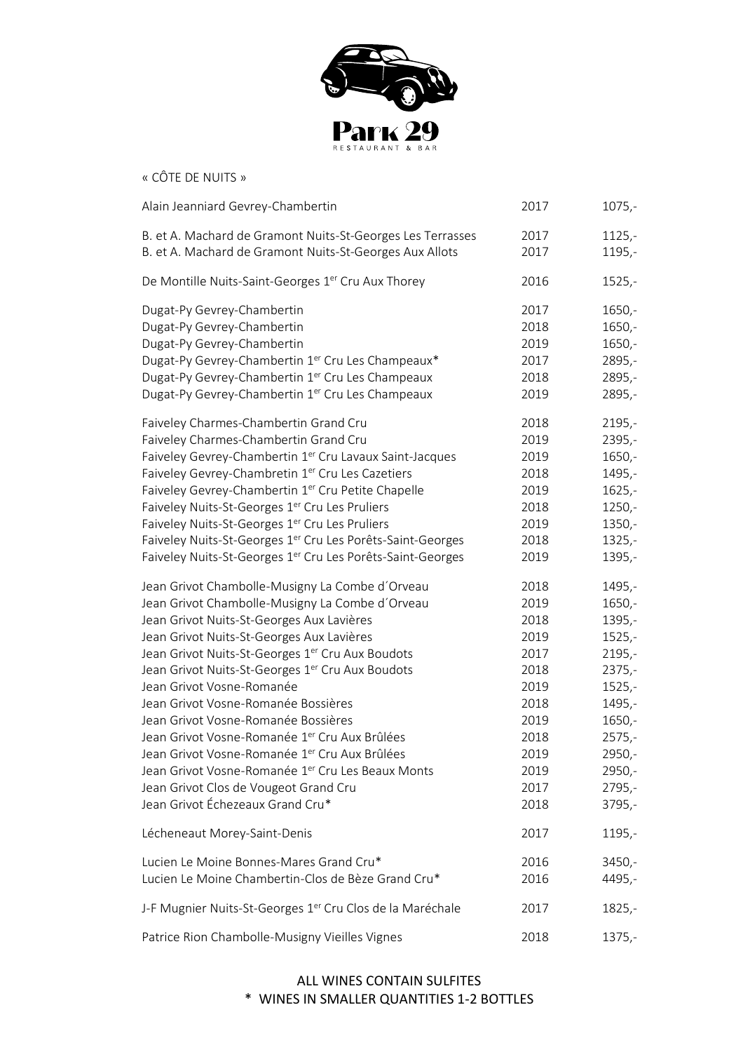# Park 29

RESTAURANT & BAR

« CÔTE DE NUITS »

| Wine | Year | Price |
|---|---|---|
| Alain Jeanniard Gevrey-Chambertin | 2017 | 1075,- |
| B. et A. Machard de Gramont Nuits-St-Georges Les Terrasses | 2017 | 1125,- |
| B. et A. Machard de Gramont Nuits-St-Georges Aux Allots | 2017 | 1195,- |
| De Montille Nuits-Saint-Georges 1er Cru Aux Thorey | 2016 | 1525,- |
| Dugat-Py Gevrey-Chambertin | 2017 | 1650,- |
| Dugat-Py Gevrey-Chambertin | 2018 | 1650,- |
| Dugat-Py Gevrey-Chambertin | 2019 | 1650,- |
| Dugat-Py Gevrey-Chambertin 1er Cru Les Champeaux* | 2017 | 2895,- |
| Dugat-Py Gevrey-Chambertin 1er Cru Les Champeaux | 2018 | 2895,- |
| Dugat-Py Gevrey-Chambertin 1er Cru Les Champeaux | 2019 | 2895,- |
| Faiveley Charmes-Chambertin Grand Cru | 2018 | 2195,- |
| Faiveley Charmes-Chambertin Grand Cru | 2019 | 2395,- |
| Faiveley Gevrey-Chambertin 1er Cru Lavaux Saint-Jacques | 2019 | 1650,- |
| Faiveley Gevrey-Chambretin 1er Cru Les Cazetiers | 2018 | 1495,- |
| Faiveley Gevrey-Chambertin 1er Cru Petite Chapelle | 2019 | 1625,- |
| Faiveley Nuits-St-Georges 1er Cru Les Pruliers | 2018 | 1250,- |
| Faiveley Nuits-St-Georges 1er Cru Les Pruliers | 2019 | 1350,- |
| Faiveley Nuits-St-Georges 1er Cru Les Porêts-Saint-Georges | 2018 | 1325,- |
| Faiveley Nuits-St-Georges 1er Cru Les Porêts-Saint-Georges | 2019 | 1395,- |
| Jean Grivot Chambolle-Musigny La Combe d´Orveau | 2018 | 1495,- |
| Jean Grivot Chambolle-Musigny La Combe d´Orveau | 2019 | 1650,- |
| Jean Grivot Nuits-St-Georges Aux Lavières | 2018 | 1395,- |
| Jean Grivot Nuits-St-Georges Aux Lavières | 2019 | 1525,- |
| Jean Grivot Nuits-St-Georges 1er Cru Aux Boudots | 2017 | 2195,- |
| Jean Grivot Nuits-St-Georges 1er Cru Aux Boudots | 2018 | 2375,- |
| Jean Grivot Vosne-Romanée | 2019 | 1525,- |
| Jean Grivot Vosne-Romanée Bossières | 2018 | 1495,- |
| Jean Grivot Vosne-Romanée Bossières | 2019 | 1650,- |
| Jean Grivot Vosne-Romanée 1er Cru Aux Brûlées | 2018 | 2575,- |
| Jean Grivot Vosne-Romanée 1er Cru Aux Brûlées | 2019 | 2950,- |
| Jean Grivot Vosne-Romanée 1er Cru Les Beaux Monts | 2019 | 2950,- |
| Jean Grivot Clos de Vougeot Grand Cru | 2017 | 2795,- |
| Jean Grivot Échezeaux Grand Cru* | 2018 | 3795,- |
| Lécheneaut Morey-Saint-Denis | 2017 | 1195,- |
| Lucien Le Moine Bonnes-Mares Grand Cru* | 2016 | 3450,- |
| Lucien Le Moine Chambertin-Clos de Bèze Grand Cru* | 2016 | 4495,- |
| J-F Mugnier Nuits-St-Georges 1er Cru Clos de la Maréchale | 2017 | 1825,- |
| Patrice Rion Chambolle-Musigny Vieilles Vignes | 2018 | 1375,- |

ALL WINES CONTAIN SULFITES

* WINES IN SMALLER QUANTITIES 1-2 BOTTLES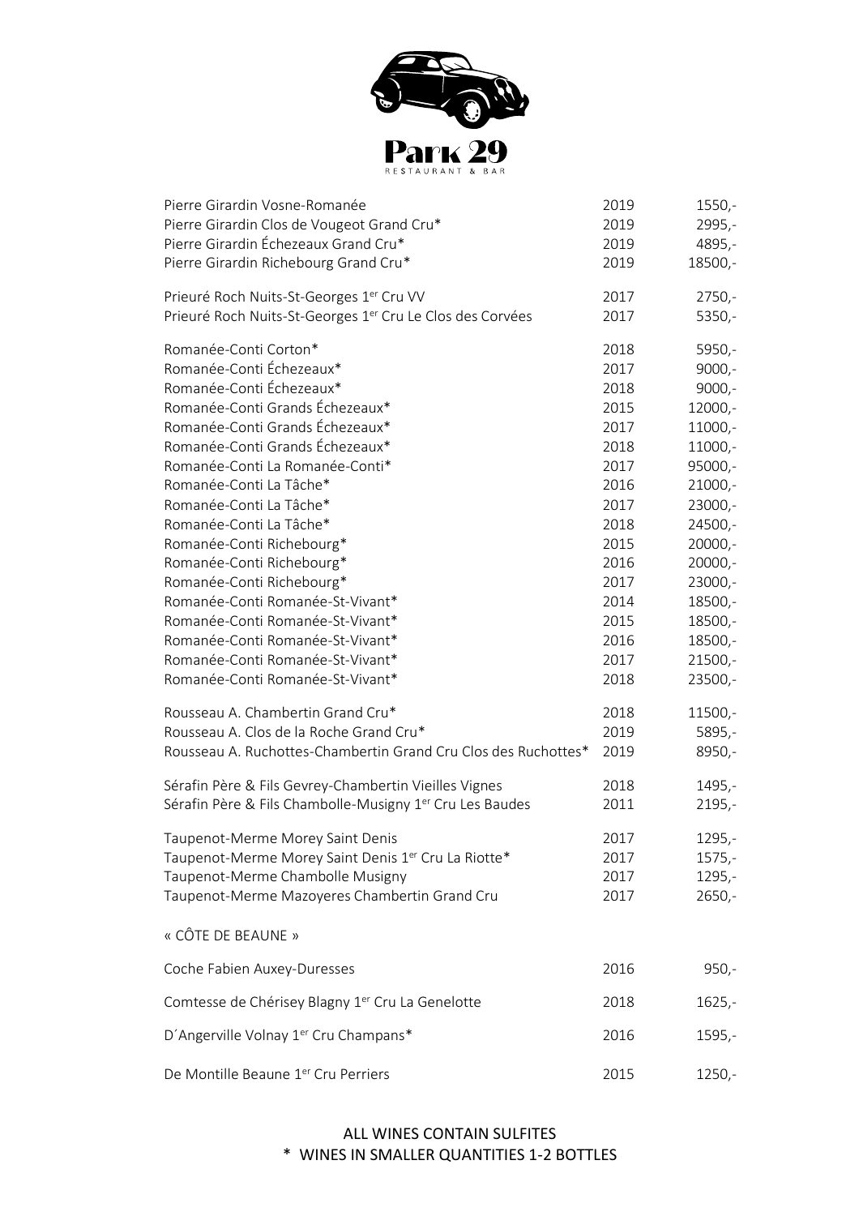Park 29

RESTAURANT & BAR

| Wine | Year | Price |
|---|---|---|
| Pierre Girardin Vosne-Romanée | 2019 | 1550,- |
| Pierre Girardin Clos de Vougeot Grand Cru* | 2019 | 2995,- |
| Pierre Girardin Échezeaux Grand Cru* | 2019 | 4895,- |
| Pierre Girardin Richebourg Grand Cru* | 2019 | 18500,- |
| Prieuré Roch Nuits-St-Georges 1er Cru VV | 2017 | 2750,- |
| Prieuré Roch Nuits-St-Georges 1er Cru Le Clos des Corvées | 2017 | 5350,- |
| Romanée-Conti Corton* | 2018 | 5950,- |
| Romanée-Conti Échezeaux* | 2017 | 9000,- |
| Romanée-Conti Échezeaux* | 2018 | 9000,- |
| Romanée-Conti Grands Échezeaux* | 2015 | 12000,- |
| Romanée-Conti Grands Échezeaux* | 2017 | 11000,- |
| Romanée-Conti Grands Échezeaux* | 2018 | 11000,- |
| Romanée-Conti La Romanée-Conti* | 2017 | 95000,- |
| Romanée-Conti La Tâche* | 2016 | 21000,- |
| Romanée-Conti La Tâche* | 2017 | 23000,- |
| Romanée-Conti La Tâche* | 2018 | 24500,- |
| Romanée-Conti Richebourg* | 2015 | 20000,- |
| Romanée-Conti Richebourg* | 2016 | 20000,- |
| Romanée-Conti Richebourg* | 2017 | 23000,- |
| Romanée-Conti Romanée-St-Vivant* | 2014 | 18500,- |
| Romanée-Conti Romanée-St-Vivant* | 2015 | 18500,- |
| Romanée-Conti Romanée-St-Vivant* | 2016 | 18500,- |
| Romanée-Conti Romanée-St-Vivant* | 2017 | 21500,- |
| Romanée-Conti Romanée-St-Vivant* | 2018 | 23500,- |
| Rousseau A. Chambertin Grand Cru* | 2018 | 11500,- |
| Rousseau A. Clos de la Roche Grand Cru* | 2019 | 5895,- |
| Rousseau A. Ruchottes-Chambertin Grand Cru Clos des Ruchottes* | 2019 | 8950,- |
| Sérafin Père & Fils Gevrey-Chambertin Vieilles Vignes | 2018 | 1495,- |
| Sérafin Père & Fils Chambolle-Musigny 1er Cru Les Baudes | 2011 | 2195,- |
| Taupenot-Merme Morey Saint Denis | 2017 | 1295,- |
| Taupenot-Merme Morey Saint Denis 1er Cru La Riotte* | 2017 | 1575,- |
| Taupenot-Merme Chambolle Musigny | 2017 | 1295,- |
| Taupenot-Merme Mazoyeres Chambertin Grand Cru | 2017 | 2650,- |

## « CÔTE DE BEAUNE »

| Wine | Year | Price |
|---|---|---|
| Coche Fabien Auxey-Duresses | 2016 | 950,- |
| Comtesse de Chérisey Blagny 1er Cru La Genelotte | 2018 | 1625,- |
| D´Angerville Volnay 1er Cru Champans* | 2016 | 1595,- |
| De Montille Beaune 1er Cru Perriers | 2015 | 1250,- |

ALL WINES CONTAIN SULFITES

* WINES IN SMALLER QUANTITIES 1-2 BOTTLES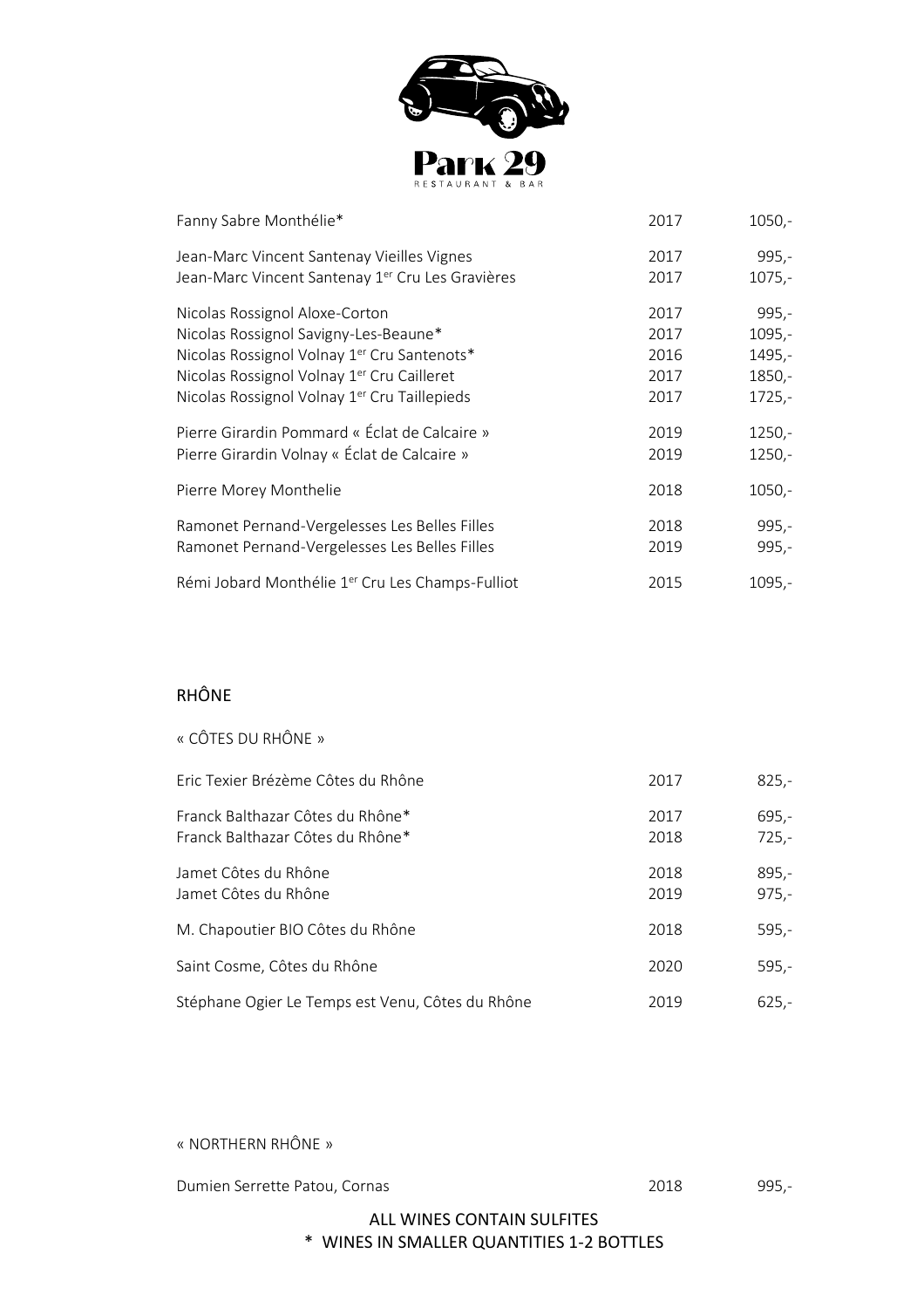**Park 29**
RESTAURANT & BAR

| Wine | Vintage | Price |
|---|---|---|
| Fanny Sabre Monthélie* | 2017 | 1050,- |
| Jean-Marc Vincent Santenay Vieilles Vignes | 2017 | 995,- |
| Jean-Marc Vincent Santenay 1er Cru Les Gravières | 2017 | 1075,- |
| Nicolas Rossignol Aloxe-Corton | 2017 | 995,- |
| Nicolas Rossignol Savigny-Les-Beaune* | 2017 | 1095,- |
| Nicolas Rossignol Volnay 1er Cru Santenots* | 2016 | 1495,- |
| Nicolas Rossignol Volnay 1er Cru Cailleret | 2017 | 1850,- |
| Nicolas Rossignol Volnay 1er Cru Taillepieds | 2017 | 1725,- |
| Pierre Girardin Pommard « Éclat de Calcaire » | 2019 | 1250,- |
| Pierre Girardin Volnay « Éclat de Calcaire » | 2019 | 1250,- |
| Pierre Morey Monthelie | 2018 | 1050,- |
| Ramonet Pernand-Vergelesses Les Belles Filles | 2018 | 995,- |
| Ramonet Pernand-Vergelesses Les Belles Filles | 2019 | 995,- |
| Rémi Jobard Monthélie 1er Cru Les Champs-Fulliot | 2015 | 1095,- |

## RHÔNE

### « CÔTES DU RHÔNE »

| Wine | Vintage | Price |
|---|---|---|
| Eric Texier Brézème Côtes du Rhône | 2017 | 825,- |
| Franck Balthazar Côtes du Rhône* | 2017 | 695,- |
| Franck Balthazar Côtes du Rhône* | 2018 | 725,- |
| Jamet Côtes du Rhône | 2018 | 895,- |
| Jamet Côtes du Rhône | 2019 | 975,- |
| M. Chapoutier BIO Côtes du Rhône | 2018 | 595,- |
| Saint Cosme, Côtes du Rhône | 2020 | 595,- |
| Stéphane Ogier Le Temps est Venu, Côtes du Rhône | 2019 | 625,- |

### « NORTHERN RHÔNE »

| Wine | Vintage | Price |
|---|---|---|
| Dumien Serrette Patou, Cornas | 2018 | 995,- |

ALL WINES CONTAIN SULFITES
* WINES IN SMALLER QUANTITIES 1-2 BOTTLES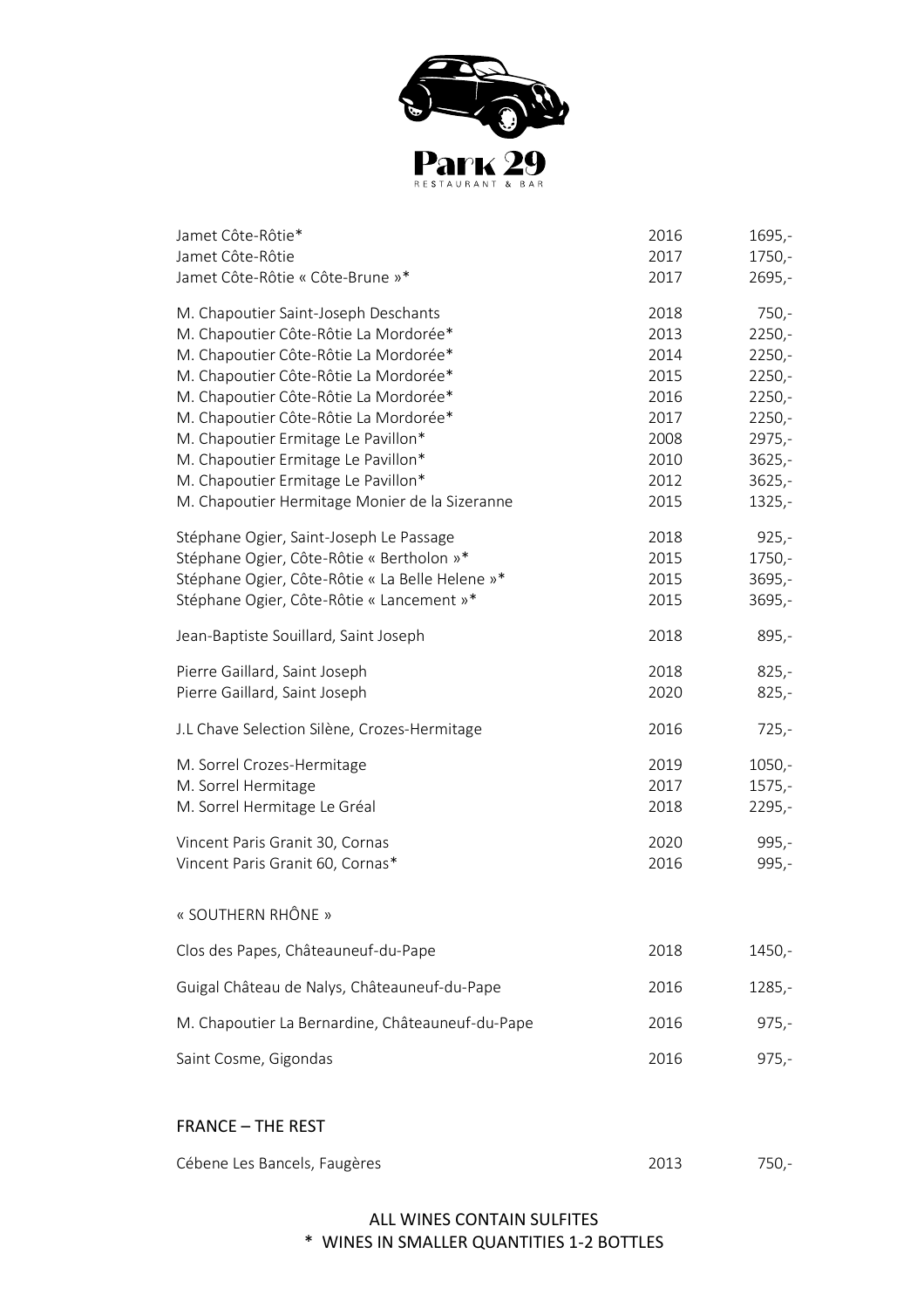Park 29
RESTAURANT & BAR

| | | |
|---|---|---|
| Jamet Côte-Rôtie* | 2016 | 1695,- |
| Jamet Côte-Rôtie | 2017 | 1750,- |
| Jamet Côte-Rôtie « Côte-Brune »* | 2017 | 2695,- |
| M. Chapoutier Saint-Joseph Deschants | 2018 | 750,- |
| M. Chapoutier Côte-Rôtie La Mordorée* | 2013 | 2250,- |
| M. Chapoutier Côte-Rôtie La Mordorée* | 2014 | 2250,- |
| M. Chapoutier Côte-Rôtie La Mordorée* | 2015 | 2250,- |
| M. Chapoutier Côte-Rôtie La Mordorée* | 2016 | 2250,- |
| M. Chapoutier Côte-Rôtie La Mordorée* | 2017 | 2250,- |
| M. Chapoutier Ermitage Le Pavillon* | 2008 | 2975,- |
| M. Chapoutier Ermitage Le Pavillon* | 2010 | 3625,- |
| M. Chapoutier Ermitage Le Pavillon* | 2012 | 3625,- |
| M. Chapoutier Hermitage Monier de la Sizeranne | 2015 | 1325,- |
| Stéphane Ogier, Saint-Joseph Le Passage | 2018 | 925,- |
| Stéphane Ogier, Côte-Rôtie « Bertholon »* | 2015 | 1750,- |
| Stéphane Ogier, Côte-Rôtie « La Belle Helene »* | 2015 | 3695,- |
| Stéphane Ogier, Côte-Rôtie « Lancement »* | 2015 | 3695,- |
| Jean-Baptiste Souillard, Saint Joseph | 2018 | 895,- |
| Pierre Gaillard, Saint Joseph | 2018 | 825,- |
| Pierre Gaillard, Saint Joseph | 2020 | 825,- |
| J.L Chave Selection Silène, Crozes-Hermitage | 2016 | 725,- |
| M. Sorrel Crozes-Hermitage | 2019 | 1050,- |
| M. Sorrel Hermitage | 2017 | 1575,- |
| M. Sorrel Hermitage Le Gréal | 2018 | 2295,- |
| Vincent Paris Granit 30, Cornas | 2020 | 995,- |
| Vincent Paris Granit 60, Cornas* | 2016 | 995,- |

« SOUTHERN RHÔNE »

| | | |
|---|---|---|
| Clos des Papes, Châteauneuf-du-Pape | 2018 | 1450,- |
| Guigal Château de Nalys, Châteauneuf-du-Pape | 2016 | 1285,- |
| M. Chapoutier La Bernardine, Châteauneuf-du-Pape | 2016 | 975,- |
| Saint Cosme, Gigondas | 2016 | 975,- |

## FRANCE – THE REST

| | | |
|---|---|---|
| Cébene Les Bancels, Faugères | 2013 | 750,- |

ALL WINES CONTAIN SULFITES
* WINES IN SMALLER QUANTITIES 1-2 BOTTLES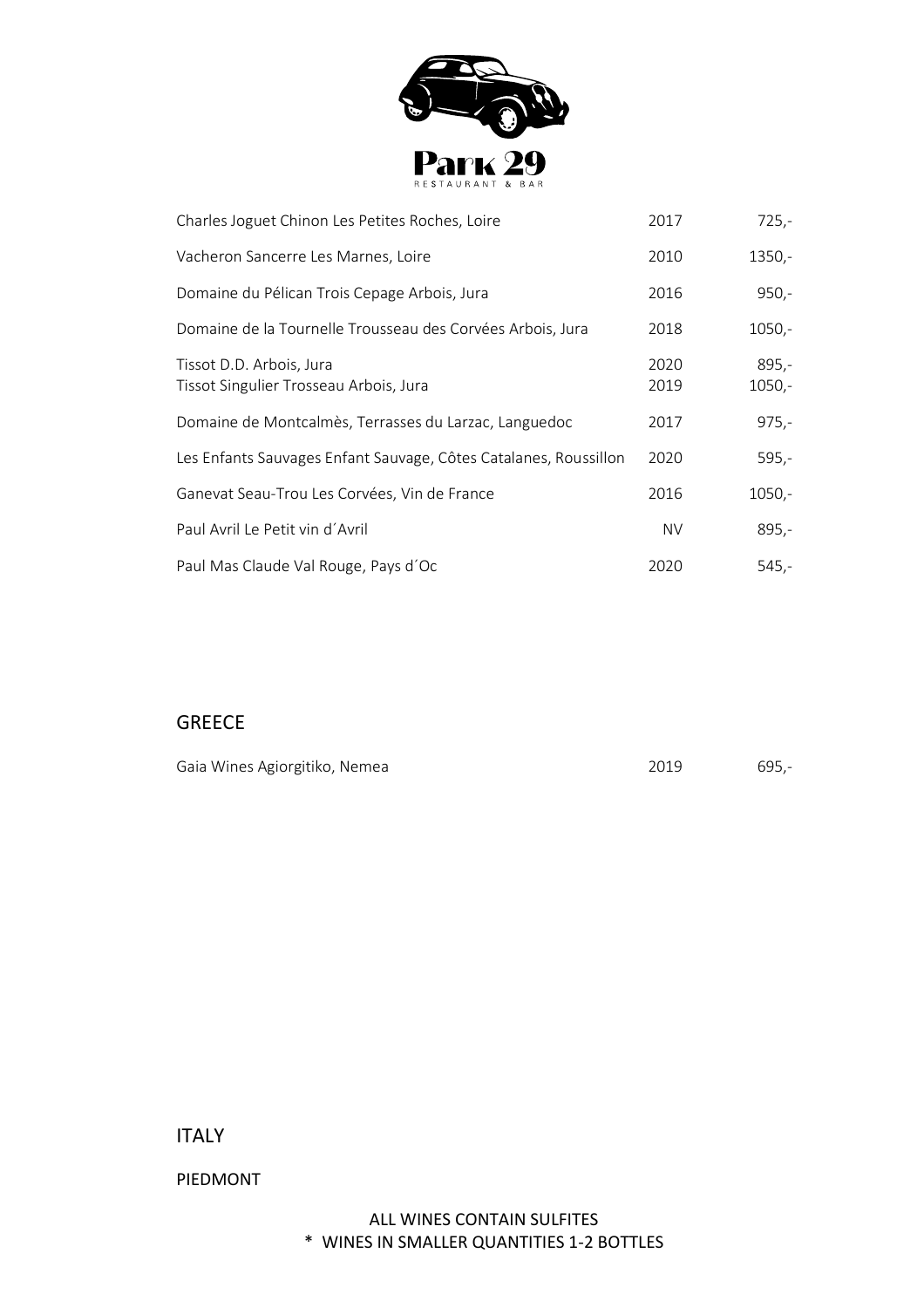| Wine | Year | Price |
|---|---|---|
| Charles Joguet Chinon Les Petites Roches, Loire | 2017 | 725,- |
| Vacheron Sancerre Les Marnes, Loire | 2010 | 1350,- |
| Domaine du Pélican Trois Cepage Arbois, Jura | 2016 | 950,- |
| Domaine de la Tournelle Trousseau des Corvées Arbois, Jura | 2018 | 1050,- |
| Tissot D.D. Arbois, Jura | 2020 | 895,- |
| Tissot Singulier Trosseau Arbois, Jura | 2019 | 1050,- |
| Domaine de Montcalmès, Terrasses du Larzac, Languedoc | 2017 | 975,- |
| Les Enfants Sauvages Enfant Sauvage, Côtes Catalanes, Roussillon | 2020 | 595,- |
| Ganevat Seau-Trou Les Corvées, Vin de France | 2016 | 1050,- |
| Paul Avril Le Petit vin d´Avril | NV | 895,- |
| Paul Mas Claude Val Rouge, Pays d´Oc | 2020 | 545,- |

## GREECE

| Wine | Year | Price |
|---|---|---|
| Gaia Wines Agiorgitiko, Nemea | 2019 | 695,- |

## ITALY

### PIEDMONT

ALL WINES CONTAIN SULFITES
* WINES IN SMALLER QUANTITIES 1-2 BOTTLES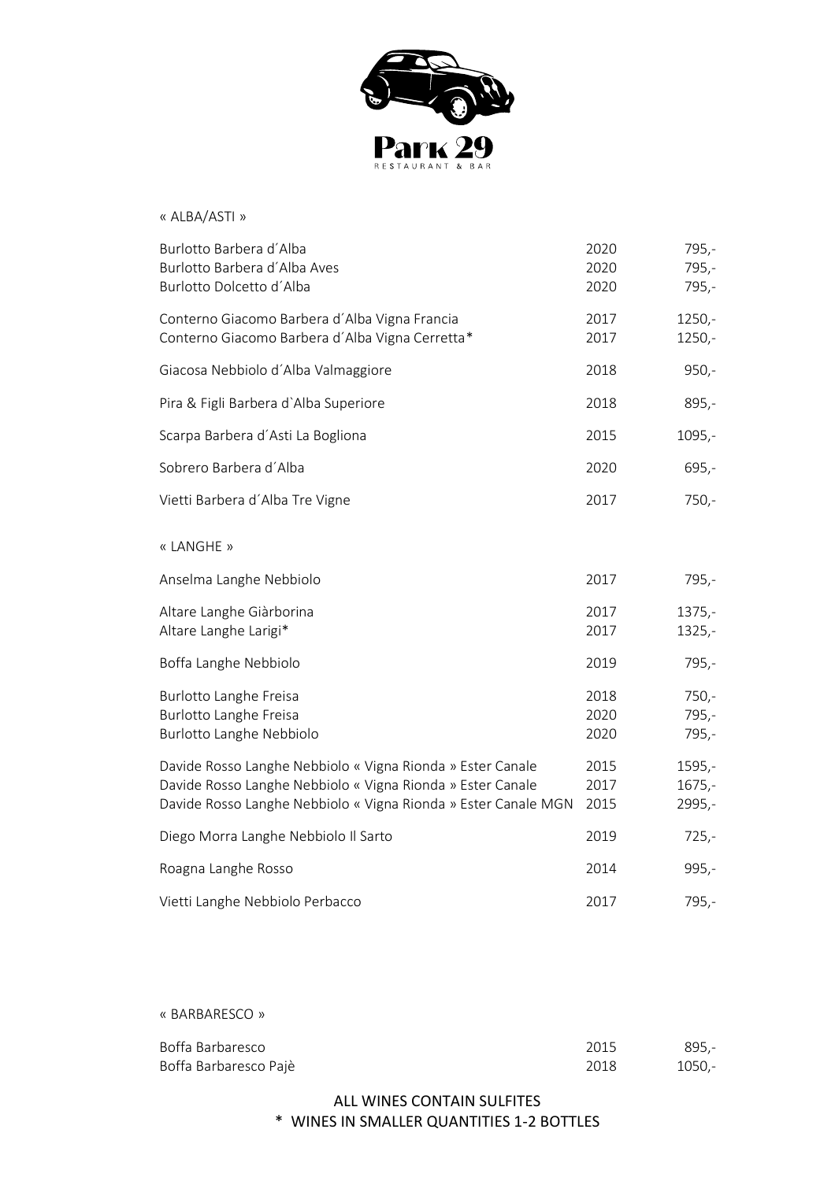# Park 29

RESTAURANT & BAR

## « ALBA/ASTI »

| Wine | Year | Price |
|---|---|---|
| Burlotto Barbera d´Alba | 2020 | 795,- |
| Burlotto Barbera d´Alba Aves | 2020 | 795,- |
| Burlotto Dolcetto d´Alba | 2020 | 795,- |
| Conterno Giacomo Barbera d´Alba Vigna Francia | 2017 | 1250,- |
| Conterno Giacomo Barbera d´Alba Vigna Cerretta* | 2017 | 1250,- |
| Giacosa Nebbiolo d´Alba Valmaggiore | 2018 | 950,- |
| Pira & Figli Barbera d`Alba Superiore | 2018 | 895,- |
| Scarpa Barbera d´Asti La Bogliona | 2015 | 1095,- |
| Sobrero Barbera d´Alba | 2020 | 695,- |
| Vietti Barbera d´Alba Tre Vigne | 2017 | 750,- |

## « LANGHE »

| Wine | Year | Price |
|---|---|---|
| Anselma Langhe Nebbiolo | 2017 | 795,- |
| Altare Langhe Giàrborina | 2017 | 1375,- |
| Altare Langhe Larigi* | 2017 | 1325,- |
| Boffa Langhe Nebbiolo | 2019 | 795,- |
| Burlotto Langhe Freisa | 2018 | 750,- |
| Burlotto Langhe Freisa | 2020 | 795,- |
| Burlotto Langhe Nebbiolo | 2020 | 795,- |
| Davide Rosso Langhe Nebbiolo « Vigna Rionda » Ester Canale | 2015 | 1595,- |
| Davide Rosso Langhe Nebbiolo « Vigna Rionda » Ester Canale | 2017 | 1675,- |
| Davide Rosso Langhe Nebbiolo « Vigna Rionda » Ester Canale MGN | 2015 | 2995,- |
| Diego Morra Langhe Nebbiolo Il Sarto | 2019 | 725,- |
| Roagna Langhe Rosso | 2014 | 995,- |
| Vietti Langhe Nebbiolo Perbacco | 2017 | 795,- |

## « BARBARESCO »

| Wine | Year | Price |
|---|---|---|
| Boffa Barbaresco | 2015 | 895,- |
| Boffa Barbaresco Pajè | 2018 | 1050,- |

ALL WINES CONTAIN SULFITES

* WINES IN SMALLER QUANTITIES 1-2 BOTTLES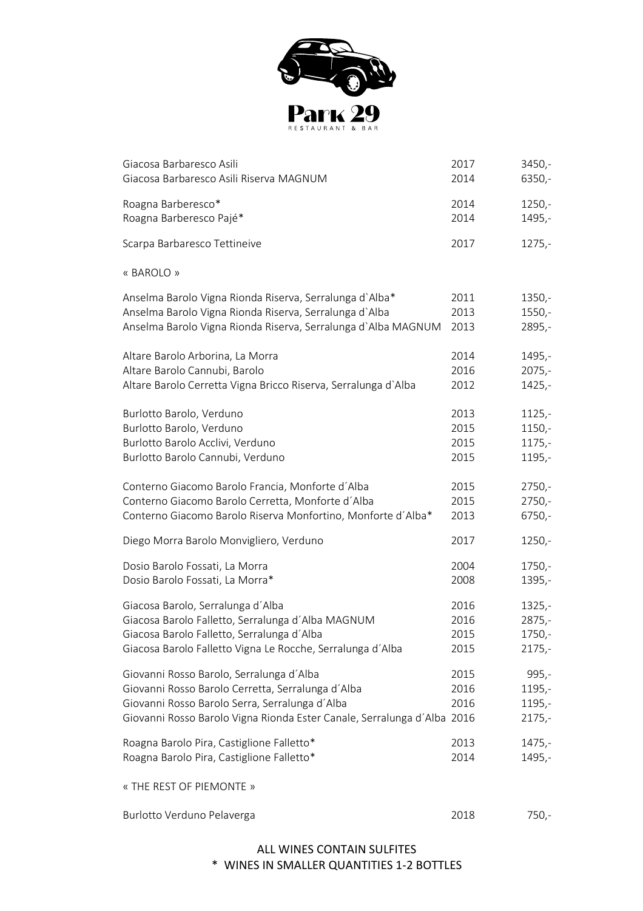Park 29

RESTAURANT & BAR

| | | |
|---|---|---|
| Giacosa Barbaresco Asili | 2017 | 3450,- |
| Giacosa Barbaresco Asili Riserva MAGNUM | 2014 | 6350,- |
| Roagna Barberesco* | 2014 | 1250,- |
| Roagna Barberesco Pajé* | 2014 | 1495,- |
| Scarpa Barbaresco Tettineive | 2017 | 1275,- |

« BAROLO »

| | | |
|---|---|---|
| Anselma Barolo Vigna Rionda Riserva, Serralunga d`Alba* | 2011 | 1350,- |
| Anselma Barolo Vigna Rionda Riserva, Serralunga d`Alba | 2013 | 1550,- |
| Anselma Barolo Vigna Rionda Riserva, Serralunga d`Alba MAGNUM | 2013 | 2895,- |
| Altare Barolo Arborina, La Morra | 2014 | 1495,- |
| Altare Barolo Cannubi, Barolo | 2016 | 2075,- |
| Altare Barolo Cerretta Vigna Bricco Riserva, Serralunga d`Alba | 2012 | 1425,- |
| Burlotto Barolo, Verduno | 2013 | 1125,- |
| Burlotto Barolo, Verduno | 2015 | 1150,- |
| Burlotto Barolo Acclivi, Verduno | 2015 | 1175,- |
| Burlotto Barolo Cannubi, Verduno | 2015 | 1195,- |
| Conterno Giacomo Barolo Francia, Monforte d´Alba | 2015 | 2750,- |
| Conterno Giacomo Barolo Cerretta, Monforte d´Alba | 2015 | 2750,- |
| Conterno Giacomo Barolo Riserva Monfortino, Monforte d´Alba* | 2013 | 6750,- |
| Diego Morra Barolo Monvigliero, Verduno | 2017 | 1250,- |
| Dosio Barolo Fossati, La Morra | 2004 | 1750,- |
| Dosio Barolo Fossati, La Morra* | 2008 | 1395,- |
| Giacosa Barolo, Serralunga d´Alba | 2016 | 1325,- |
| Giacosa Barolo Falletto, Serralunga d´Alba MAGNUM | 2016 | 2875,- |
| Giacosa Barolo Falletto, Serralunga d´Alba | 2015 | 1750,- |
| Giacosa Barolo Falletto Vigna Le Rocche, Serralunga d´Alba | 2015 | 2175,- |
| Giovanni Rosso Barolo, Serralunga d´Alba | 2015 | 995,- |
| Giovanni Rosso Barolo Cerretta, Serralunga d´Alba | 2016 | 1195,- |
| Giovanni Rosso Barolo Serra, Serralunga d´Alba | 2016 | 1195,- |
| Giovanni Rosso Barolo Vigna Rionda Ester Canale, Serralunga d´Alba | 2016 | 2175,- |
| Roagna Barolo Pira, Castiglione Falletto* | 2013 | 1475,- |
| Roagna Barolo Pira, Castiglione Falletto* | 2014 | 1495,- |

« THE REST OF PIEMONTE »

| | | |
|---|---|---|
| Burlotto Verduno Pelaverga | 2018 | 750,- |

ALL WINES CONTAIN SULFITES

\* WINES IN SMALLER QUANTITIES 1-2 BOTTLES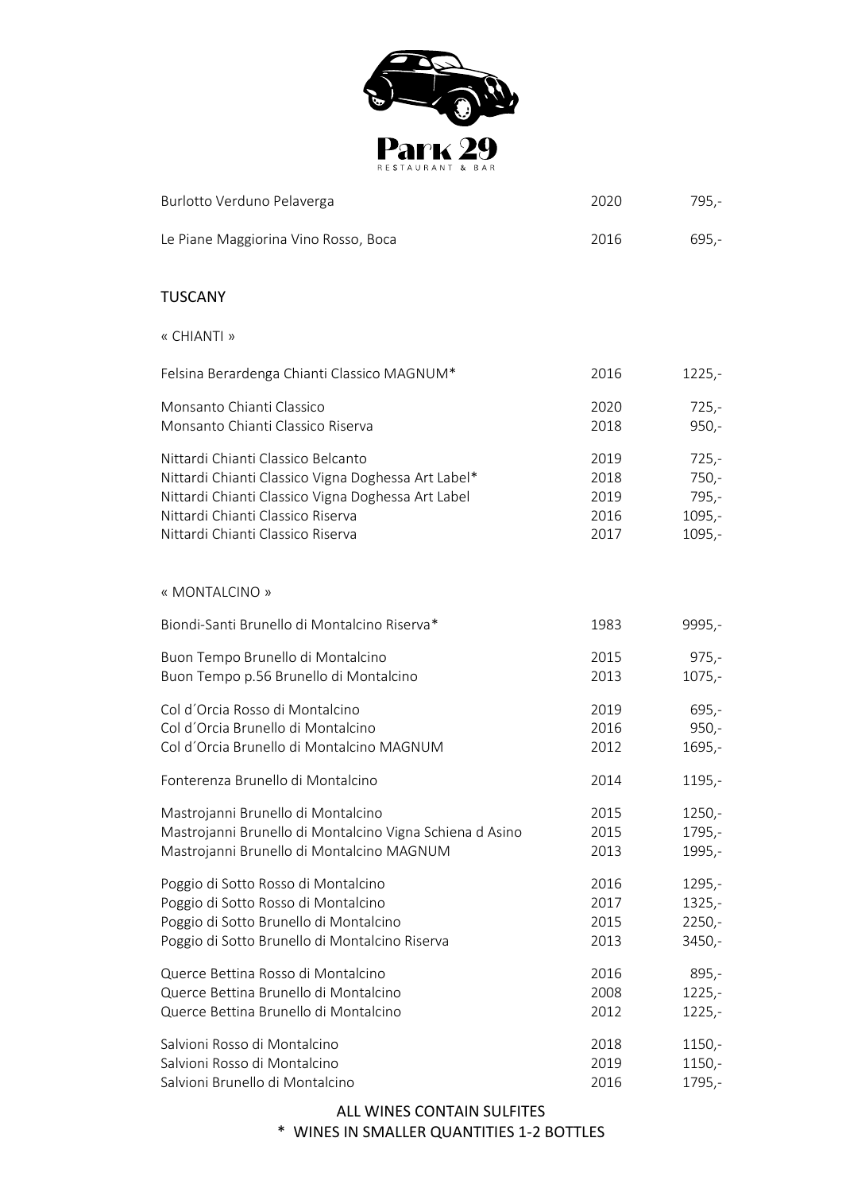| | | |
|---|---|---|
| Burlotto Verduno Pelaverga | 2020 | 795,- |
| Le Piane Maggiorina Vino Rosso, Boca | 2016 | 695,- |

## TUSCANY

« CHIANTI »

| | | |
|---|---|---|
| Felsina Berardenga Chianti Classico MAGNUM* | 2016 | 1225,- |
| Monsanto Chianti Classico | 2020 | 725,- |
| Monsanto Chianti Classico Riserva | 2018 | 950,- |
| Nittardi Chianti Classico Belcanto | 2019 | 725,- |
| Nittardi Chianti Classico Vigna Doghessa Art Label* | 2018 | 750,- |
| Nittardi Chianti Classico Vigna Doghessa Art Label | 2019 | 795,- |
| Nittardi Chianti Classico Riserva | 2016 | 1095,- |
| Nittardi Chianti Classico Riserva | 2017 | 1095,- |

« MONTALCINO »

| | | |
|---|---|---|
| Biondi-Santi Brunello di Montalcino Riserva* | 1983 | 9995,- |
| Buon Tempo Brunello di Montalcino | 2015 | 975,- |
| Buon Tempo p.56 Brunello di Montalcino | 2013 | 1075,- |
| Col d´Orcia Rosso di Montalcino | 2019 | 695,- |
| Col d´Orcia Brunello di Montalcino | 2016 | 950,- |
| Col d´Orcia Brunello di Montalcino MAGNUM | 2012 | 1695,- |
| Fonterenza Brunello di Montalcino | 2014 | 1195,- |
| Mastrojanni Brunello di Montalcino | 2015 | 1250,- |
| Mastrojanni Brunello di Montalcino Vigna Schiena d Asino | 2015 | 1795,- |
| Mastrojanni Brunello di Montalcino MAGNUM | 2013 | 1995,- |
| Poggio di Sotto Rosso di Montalcino | 2016 | 1295,- |
| Poggio di Sotto Rosso di Montalcino | 2017 | 1325,- |
| Poggio di Sotto Brunello di Montalcino | 2015 | 2250,- |
| Poggio di Sotto Brunello di Montalcino Riserva | 2013 | 3450,- |
| Querce Bettina Rosso di Montalcino | 2016 | 895,- |
| Querce Bettina Brunello di Montalcino | 2008 | 1225,- |
| Querce Bettina Brunello di Montalcino | 2012 | 1225,- |
| Salvioni Rosso di Montalcino | 2018 | 1150,- |
| Salvioni Rosso di Montalcino | 2019 | 1150,- |
| Salvioni Brunello di Montalcino | 2016 | 1795,- |

ALL WINES CONTAIN SULFITES

\* WINES IN SMALLER QUANTITIES 1-2 BOTTLES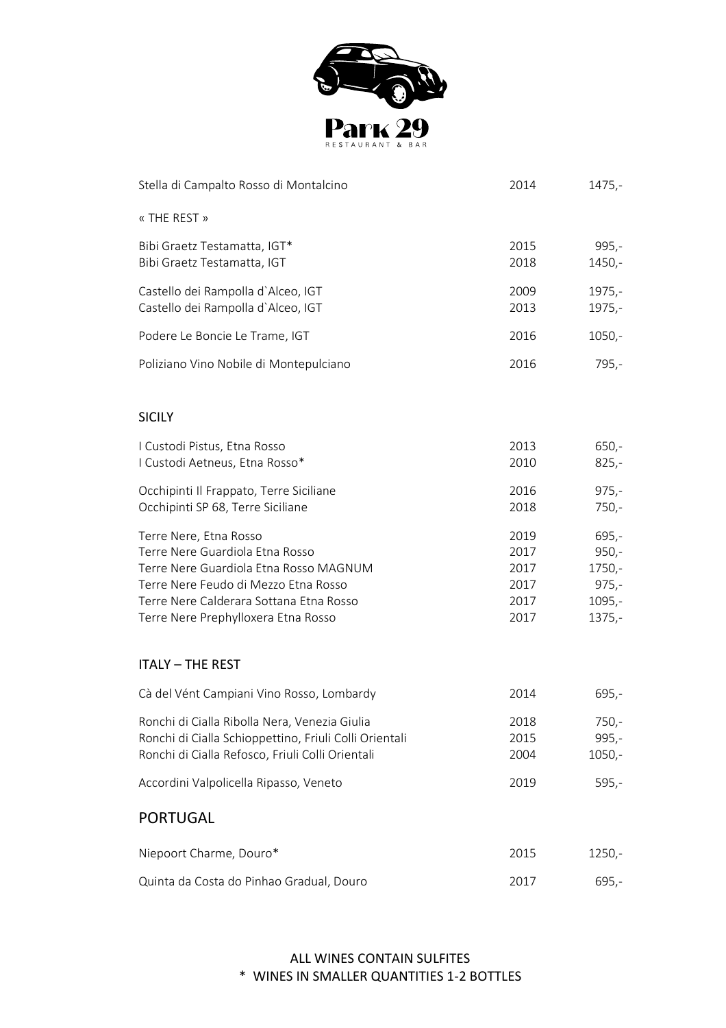Park 29

RESTAURANT & BAR

| | | |
|---|---|---|
| Stella di Campalto Rosso di Montalcino | 2014 | 1475,- |

« THE REST »

| | | |
|---|---|---|
| Bibi Graetz Testamatta, IGT* | 2015 | 995,- |
| Bibi Graetz Testamatta, IGT | 2018 | 1450,- |
| Castello dei Rampolla d`Alceo, IGT | 2009 | 1975,- |
| Castello dei Rampolla d`Alceo, IGT | 2013 | 1975,- |
| Podere Le Boncie Le Trame, IGT | 2016 | 1050,- |
| Poliziano Vino Nobile di Montepulciano | 2016 | 795,- |

## SICILY

| | | |
|---|---|---|
| I Custodi Pistus, Etna Rosso | 2013 | 650,- |
| I Custodi Aetneus, Etna Rosso* | 2010 | 825,- |
| Occhipinti Il Frappato, Terre Siciliane | 2016 | 975,- |
| Occhipinti SP 68, Terre Siciliane | 2018 | 750,- |
| Terre Nere, Etna Rosso | 2019 | 695,- |
| Terre Nere Guardiola Etna Rosso | 2017 | 950,- |
| Terre Nere Guardiola Etna Rosso MAGNUM | 2017 | 1750,- |
| Terre Nere Feudo di Mezzo Etna Rosso | 2017 | 975,- |
| Terre Nere Calderara Sottana Etna Rosso | 2017 | 1095,- |
| Terre Nere Prephylloxera Etna Rosso | 2017 | 1375,- |

## ITALY – THE REST

| | | |
|---|---|---|
| Cà del Vént Campiani Vino Rosso, Lombardy | 2014 | 695,- |
| Ronchi di Cialla Ribolla Nera, Venezia Giulia | 2018 | 750,- |
| Ronchi di Cialla Schioppettino, Friuli Colli Orientali | 2015 | 995,- |
| Ronchi di Cialla Refosco, Friuli Colli Orientali | 2004 | 1050,- |
| Accordini Valpolicella Ripasso, Veneto | 2019 | 595,- |

## PORTUGAL

| | | |
|---|---|---|
| Niepoort Charme, Douro* | 2015 | 1250,- |
| Quinta da Costa do Pinhao Gradual, Douro | 2017 | 695,- |

ALL WINES CONTAIN SULFITES

* WINES IN SMALLER QUANTITIES 1-2 BOTTLES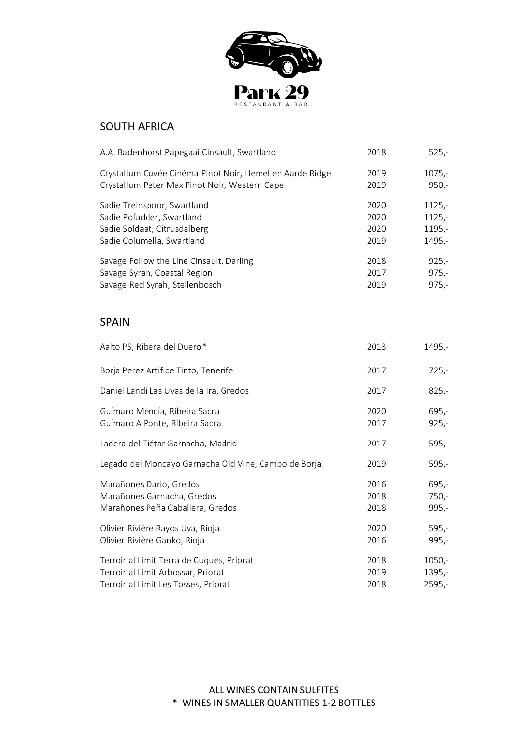Park 29

RESTAURANT & BAR

## SOUTH AFRICA

| | | |
|---|---|---|
| A.A. Badenhorst Papegaai Cinsault, Swartland | 2018 | 525,- |
| Crystallum Cuvée Cinéma Pinot Noir, Hemel en Aarde Ridge | 2019 | 1075,- |
| Crystallum Peter Max Pinot Noir, Western Cape | 2019 | 950,- |
| Sadie Treinspoor, Swartland | 2020 | 1125,- |
| Sadie Pofadder, Swartland | 2020 | 1125,- |
| Sadie Soldaat, Citrusdalberg | 2020 | 1195,- |
| Sadie Columella, Swartland | 2019 | 1495,- |
| Savage Follow the Line Cinsault, Darling | 2018 | 925,- |
| Savage Syrah, Coastal Region | 2017 | 975,- |
| Savage Red Syrah, Stellenbosch | 2019 | 975,- |

## SPAIN

| | | |
|---|---|---|
| Aalto PS, Ribera del Duero* | 2013 | 1495,- |
| Borja Perez Artifice Tinto, Tenerife | 2017 | 725,- |
| Daniel Landi Las Uvas de la Ira, Gredos | 2017 | 825,- |
| Guímaro Mencía, Ribeira Sacra | 2020 | 695,- |
| Guímaro A Ponte, Ribeira Sacra | 2017 | 925,- |
| Ladera del Tiétar Garnacha, Madrid | 2017 | 595,- |
| Legado del Moncayo Garnacha Old Vine, Campo de Borja | 2019 | 595,- |
| Marañones Dario, Gredos | 2016 | 695,- |
| Marañones Garnacha, Gredos | 2018 | 750,- |
| Marañones Peña Caballera, Gredos | 2018 | 995,- |
| Olivier Rivière Rayos Uva, Rioja | 2020 | 595,- |
| Olivier Rivière Ganko, Rioja | 2016 | 995,- |
| Terroir al Limit Terra de Cuques, Priorat | 2018 | 1050,- |
| Terroir al Limit Arbossar, Priorat | 2019 | 1395,- |
| Terroir al Limit Les Tosses, Priorat | 2018 | 2595,- |

ALL WINES CONTAIN SULFITES

* WINES IN SMALLER QUANTITIES 1-2 BOTTLES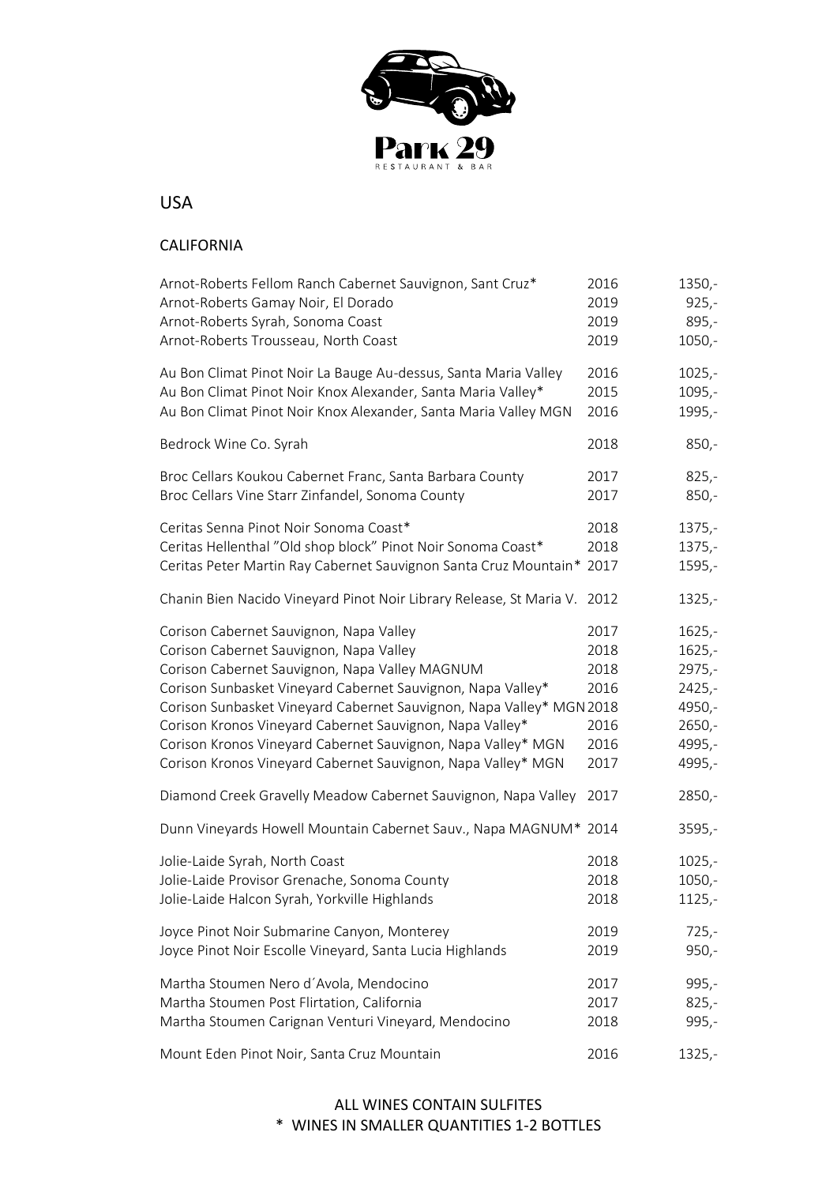Park 29
RESTAURANT & BAR

# USA

## CALIFORNIA

| Wine | Year | Price |
|---|---|---|
| Arnot-Roberts Fellom Ranch Cabernet Sauvignon, Sant Cruz* | 2016 | 1350,- |
| Arnot-Roberts Gamay Noir, El Dorado | 2019 | 925,- |
| Arnot-Roberts Syrah, Sonoma Coast | 2019 | 895,- |
| Arnot-Roberts Trousseau, North Coast | 2019 | 1050,- |
| | | |
| Au Bon Climat Pinot Noir La Bauge Au-dessus, Santa Maria Valley | 2016 | 1025,- |
| Au Bon Climat Pinot Noir Knox Alexander, Santa Maria Valley* | 2015 | 1095,- |
| Au Bon Climat Pinot Noir Knox Alexander, Santa Maria Valley MGN | 2016 | 1995,- |
| | | |
| Bedrock Wine Co. Syrah | 2018 | 850,- |
| | | |
| Broc Cellars Koukou Cabernet Franc, Santa Barbara County | 2017 | 825,- |
| Broc Cellars Vine Starr Zinfandel, Sonoma County | 2017 | 850,- |
| | | |
| Ceritas Senna Pinot Noir Sonoma Coast* | 2018 | 1375,- |
| Ceritas Hellenthal "Old shop block" Pinot Noir Sonoma Coast* | 2018 | 1375,- |
| Ceritas Peter Martin Ray Cabernet Sauvignon Santa Cruz Mountain* | 2017 | 1595,- |
| | | |
| Chanin Bien Nacido Vineyard Pinot Noir Library Release, St Maria V. | 2012 | 1325,- |
| | | |
| Corison Cabernet Sauvignon, Napa Valley | 2017 | 1625,- |
| Corison Cabernet Sauvignon, Napa Valley | 2018 | 1625,- |
| Corison Cabernet Sauvignon, Napa Valley MAGNUM | 2018 | 2975,- |
| Corison Sunbasket Vineyard Cabernet Sauvignon, Napa Valley* | 2016 | 2425,- |
| Corison Sunbasket Vineyard Cabernet Sauvignon, Napa Valley* MGN | 2018 | 4950,- |
| Corison Kronos Vineyard Cabernet Sauvignon, Napa Valley* | 2016 | 2650,- |
| Corison Kronos Vineyard Cabernet Sauvignon, Napa Valley* MGN | 2016 | 4995,- |
| Corison Kronos Vineyard Cabernet Sauvignon, Napa Valley* MGN | 2017 | 4995,- |
| | | |
| Diamond Creek Gravelly Meadow Cabernet Sauvignon, Napa Valley | 2017 | 2850,- |
| | | |
| Dunn Vineyards Howell Mountain Cabernet Sauv., Napa MAGNUM* | 2014 | 3595,- |
| | | |
| Jolie-Laide Syrah, North Coast | 2018 | 1025,- |
| Jolie-Laide Provisor Grenache, Sonoma County | 2018 | 1050,- |
| Jolie-Laide Halcon Syrah, Yorkville Highlands | 2018 | 1125,- |
| | | |
| Joyce Pinot Noir Submarine Canyon, Monterey | 2019 | 725,- |
| Joyce Pinot Noir Escolle Vineyard, Santa Lucia Highlands | 2019 | 950,- |
| | | |
| Martha Stoumen Nero d´Avola, Mendocino | 2017 | 995,- |
| Martha Stoumen Post Flirtation, California | 2017 | 825,- |
| Martha Stoumen Carignan Venturi Vineyard, Mendocino | 2018 | 995,- |
| | | |
| Mount Eden Pinot Noir, Santa Cruz Mountain | 2016 | 1325,- |

ALL WINES CONTAIN SULFITES

\* WINES IN SMALLER QUANTITIES 1-2 BOTTLES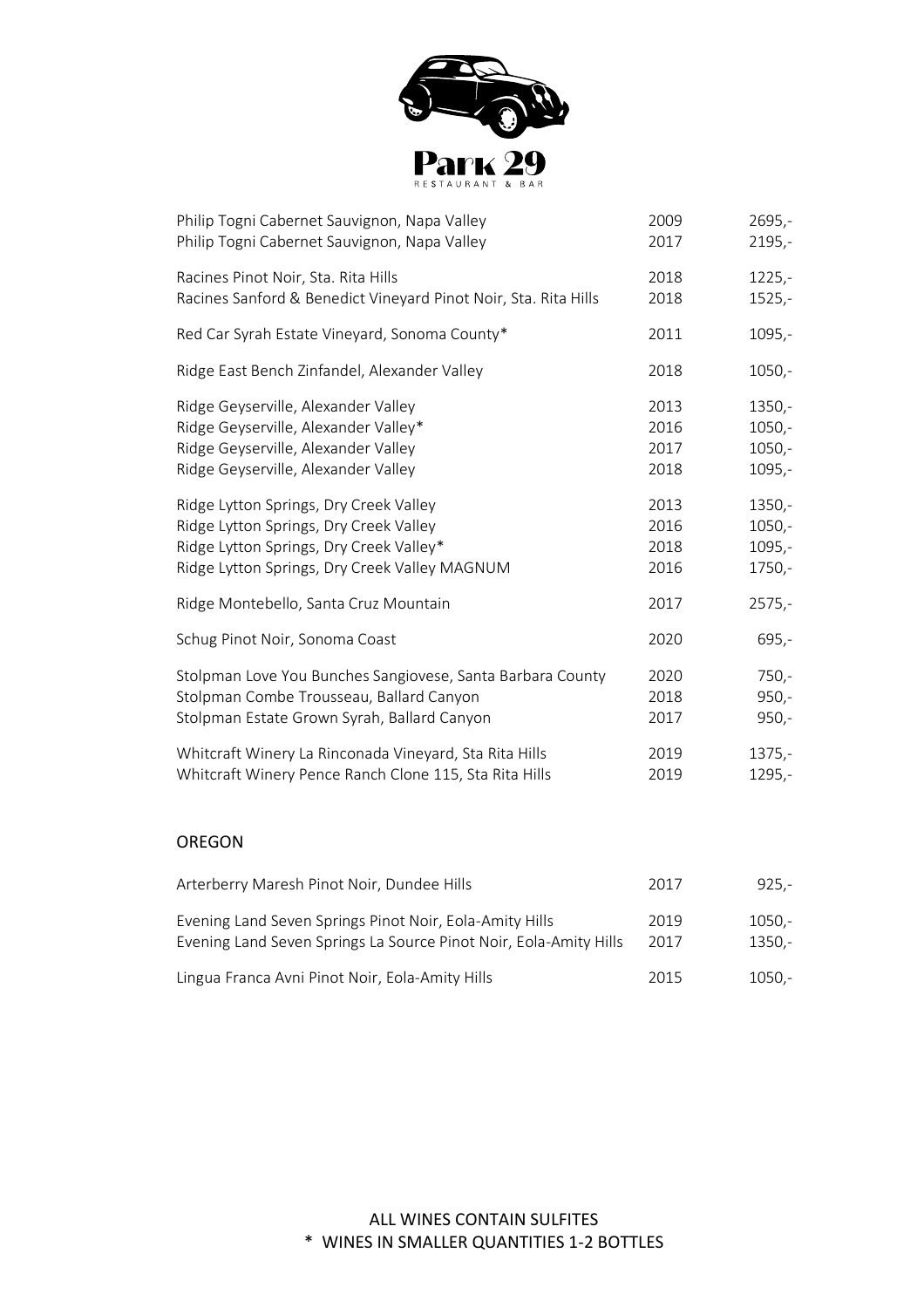Park 29

RESTAURANT & BAR

| | | |
|---|---|---|
| Philip Togni Cabernet Sauvignon, Napa Valley | 2009 | 2695,- |
| Philip Togni Cabernet Sauvignon, Napa Valley | 2017 | 2195,- |
| Racines Pinot Noir, Sta. Rita Hills | 2018 | 1225,- |
| Racines Sanford & Benedict Vineyard Pinot Noir, Sta. Rita Hills | 2018 | 1525,- |
| Red Car Syrah Estate Vineyard, Sonoma County* | 2011 | 1095,- |
| Ridge East Bench Zinfandel, Alexander Valley | 2018 | 1050,- |
| Ridge Geyserville, Alexander Valley | 2013 | 1350,- |
| Ridge Geyserville, Alexander Valley* | 2016 | 1050,- |
| Ridge Geyserville, Alexander Valley | 2017 | 1050,- |
| Ridge Geyserville, Alexander Valley | 2018 | 1095,- |
| Ridge Lytton Springs, Dry Creek Valley | 2013 | 1350,- |
| Ridge Lytton Springs, Dry Creek Valley | 2016 | 1050,- |
| Ridge Lytton Springs, Dry Creek Valley* | 2018 | 1095,- |
| Ridge Lytton Springs, Dry Creek Valley MAGNUM | 2016 | 1750,- |
| Ridge Montebello, Santa Cruz Mountain | 2017 | 2575,- |
| Schug Pinot Noir, Sonoma Coast | 2020 | 695,- |
| Stolpman Love You Bunches Sangiovese, Santa Barbara County | 2020 | 750,- |
| Stolpman Combe Trousseau, Ballard Canyon | 2018 | 950,- |
| Stolpman Estate Grown Syrah, Ballard Canyon | 2017 | 950,- |
| Whitcraft Winery La Rinconada Vineyard, Sta Rita Hills | 2019 | 1375,- |
| Whitcraft Winery Pence Ranch Clone 115, Sta Rita Hills | 2019 | 1295,- |

## OREGON

| | | |
|---|---|---|
| Arterberry Maresh Pinot Noir, Dundee Hills | 2017 | 925,- |
| Evening Land Seven Springs Pinot Noir, Eola-Amity Hills | 2019 | 1050,- |
| Evening Land Seven Springs La Source Pinot Noir, Eola-Amity Hills | 2017 | 1350,- |
| Lingua Franca Avni Pinot Noir, Eola-Amity Hills | 2015 | 1050,- |

ALL WINES CONTAIN SULFITES

\* WINES IN SMALLER QUANTITIES 1-2 BOTTLES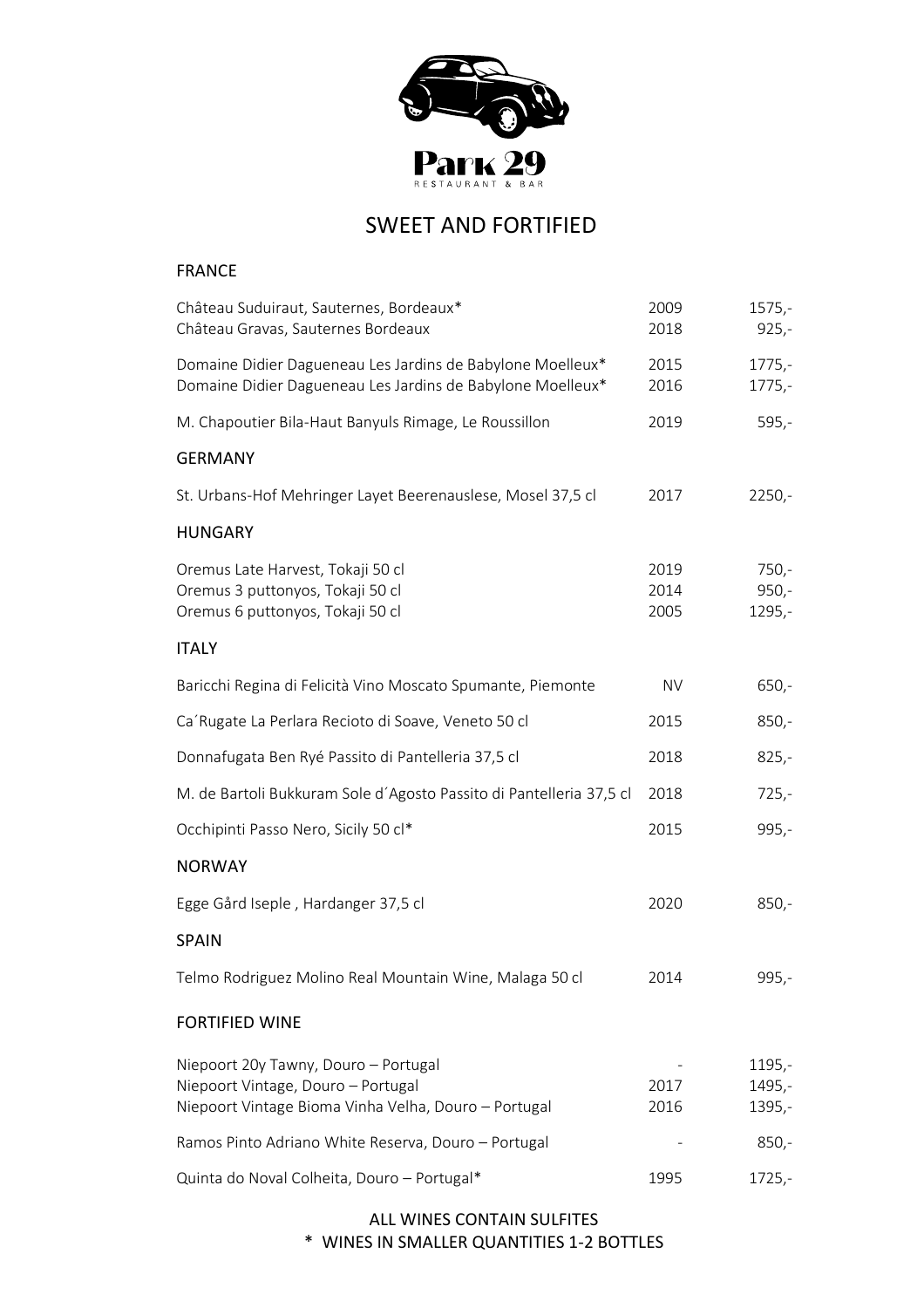Park 29
RESTAURANT & BAR

# SWEET AND FORTIFIED

## FRANCE

| | | |
|---|---|---|
| Château Suduiraut, Sauternes, Bordeaux* | 2009 | 1575,- |
| Château Gravas, Sauternes Bordeaux | 2018 | 925,- |
| Domaine Didier Dagueneau Les Jardins de Babylone Moelleux* | 2015 | 1775,- |
| Domaine Didier Dagueneau Les Jardins de Babylone Moelleux* | 2016 | 1775,- |
| M. Chapoutier Bila-Haut Banyuls Rimage, Le Roussillon | 2019 | 595,- |

## GERMANY

| | | |
|---|---|---|
| St. Urbans-Hof Mehringer Layet Beerenauslese, Mosel 37,5 cl | 2017 | 2250,- |

## HUNGARY

| | | |
|---|---|---|
| Oremus Late Harvest, Tokaji 50 cl | 2019 | 750,- |
| Oremus 3 puttonyos, Tokaji 50 cl | 2014 | 950,- |
| Oremus 6 puttonyos, Tokaji 50 cl | 2005 | 1295,- |

## ITALY

| | | |
|---|---|---|
| Baricchi Regina di Felicità Vino Moscato Spumante, Piemonte | NV | 650,- |
| Ca´Rugate La Perlara Recioto di Soave, Veneto 50 cl | 2015 | 850,- |
| Donnafugata Ben Ryé Passito di Pantelleria 37,5 cl | 2018 | 825,- |
| M. de Bartoli Bukkuram Sole d´Agosto Passito di Pantelleria 37,5 cl | 2018 | 725,- |
| Occhipinti Passo Nero, Sicily 50 cl* | 2015 | 995,- |

## NORWAY

| | | |
|---|---|---|
| Egge Gård Iseple , Hardanger 37,5 cl | 2020 | 850,- |

## SPAIN

| | | |
|---|---|---|
| Telmo Rodriguez Molino Real Mountain Wine, Malaga 50 cl | 2014 | 995,- |

## FORTIFIED WINE

| | | |
|---|---|---|
| Niepoort 20y Tawny, Douro – Portugal | - | 1195,- |
| Niepoort Vintage, Douro – Portugal | 2017 | 1495,- |
| Niepoort Vintage Bioma Vinha Velha, Douro – Portugal | 2016 | 1395,- |
| Ramos Pinto Adriano White Reserva, Douro – Portugal | - | 850,- |
| Quinta do Noval Colheita, Douro – Portugal* | 1995 | 1725,- |

ALL WINES CONTAIN SULFITES

\* WINES IN SMALLER QUANTITIES 1-2 BOTTLES